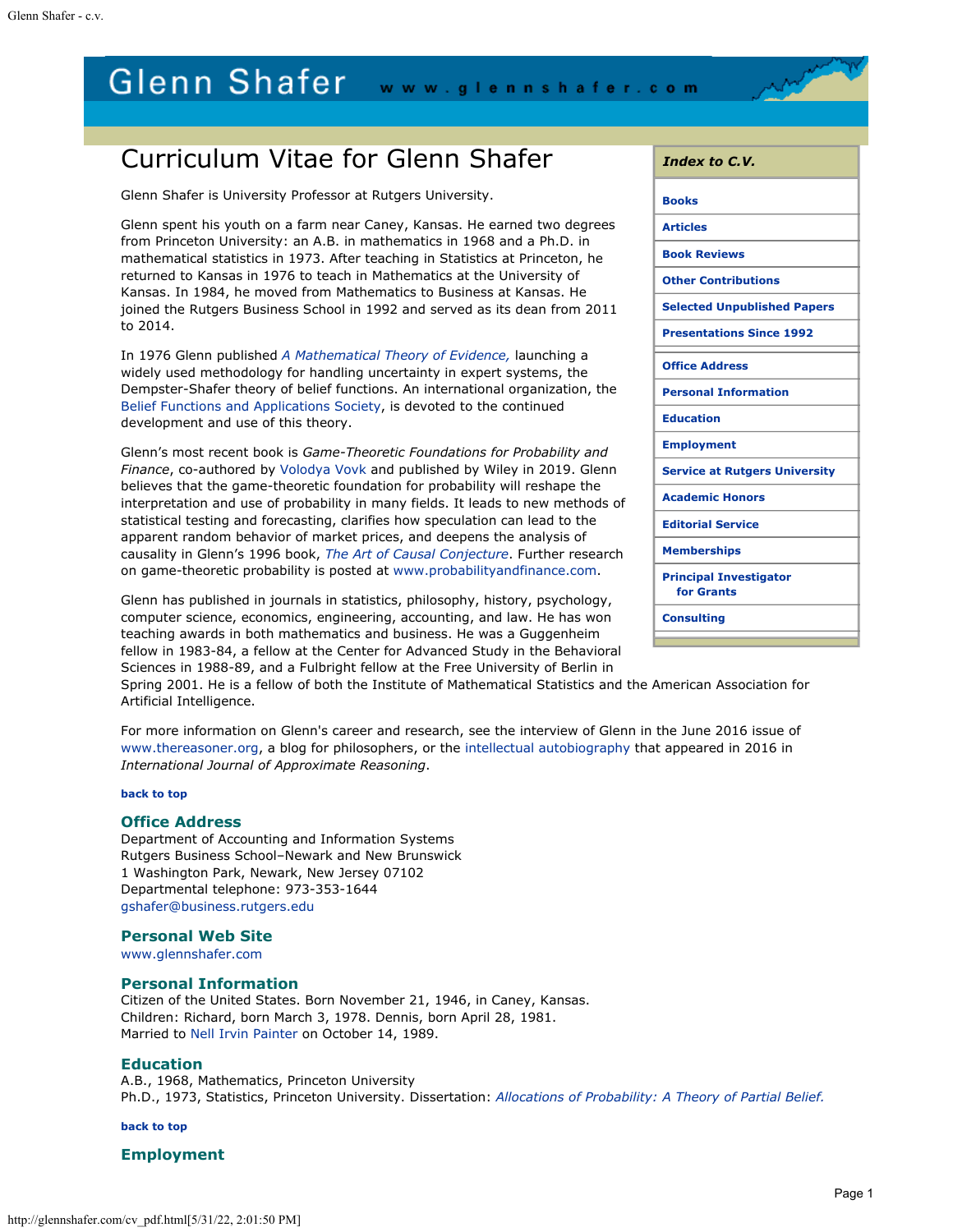# Glenn Shafer

www.glennshafer.com

## Curriculum Vitae for Glenn Shafer

**Index to C.V.**

- Books
- Articles
- Book Reviews
- Other Contributions
- Selected Unpublished Papers
- Presentations Since 1992
- Office Address
- Personal Information
- Education
- Employment
- Service at Rutgers University
- Academic Honors
- Editorial Service
- Memberships
- Principal Investigator for Grants
- Consulting

Glenn Shafer is University Professor at Rutgers University.

Glenn spent his youth on a farm near Caney, Kansas. He earned two degrees from Princeton University: an A.B. in mathematics in 1968 and a Ph.D. in mathematical statistics in 1973. After teaching in Statistics at Princeton, he returned to Kansas in 1976 to teach in Mathematics at the University of Kansas. In 1984, he moved from Mathematics to Business at Kansas. He joined the Rutgers Business School in 1992 and served as its dean from 2011 to 2014.

In 1976 Glenn published *A Mathematical Theory of Evidence,* launching a widely used methodology for handling uncertainty in expert systems, the Dempster-Shafer theory of belief functions. An international organization, the Belief Functions and Applications Society, is devoted to the continued development and use of this theory.

Glenn's most recent book is *Game-Theoretic Foundations for Probability and Finance*, co-authored by Volodya Vovk and published by Wiley in 2019. Glenn believes that the game-theoretic foundation for probability will reshape the interpretation and use of probability in many fields. It leads to new methods of statistical testing and forecasting, clarifies how speculation can lead to the apparent random behavior of market prices, and deepens the analysis of causality in Glenn's 1996 book, *The Art of Causal Conjecture*. Further research on game-theoretic probability is posted at www.probabilityandfinance.com.

Glenn has published in journals in statistics, philosophy, history, psychology, computer science, economics, engineering, accounting, and law. He has won teaching awards in both mathematics and business. He was a Guggenheim fellow in 1983-84, a fellow at the Center for Advanced Study in the Behavioral Sciences in 1988-89, and a Fulbright fellow at the Free University of Berlin in Spring 2001. He is a fellow of both the Institute of Mathematical Statistics and the American Association for Artificial Intelligence.

For more information on Glenn's career and research, see the interview of Glenn in the June 2016 issue of www.thereasoner.org, a blog for philosophers, or the intellectual autobiography that appeared in 2016 in *International Journal of Approximate Reasoning*.

**back to top**

### Office Address

Department of Accounting and Information Systems
Rutgers Business School–Newark and New Brunswick
1 Washington Park, Newark, New Jersey 07102
Departmental telephone: 973-353-1644
gshafer@business.rutgers.edu

### Personal Web Site

www.glennshafer.com

### Personal Information

Citizen of the United States. Born November 21, 1946, in Caney, Kansas.
Children: Richard, born March 3, 1978. Dennis, born April 28, 1981.
Married to Nell Irvin Painter on October 14, 1989.

### Education

A.B., 1968, Mathematics, Princeton University
Ph.D., 1973, Statistics, Princeton University. Dissertation: *Allocations of Probability: A Theory of Partial Belief.*

**back to top**

### Employment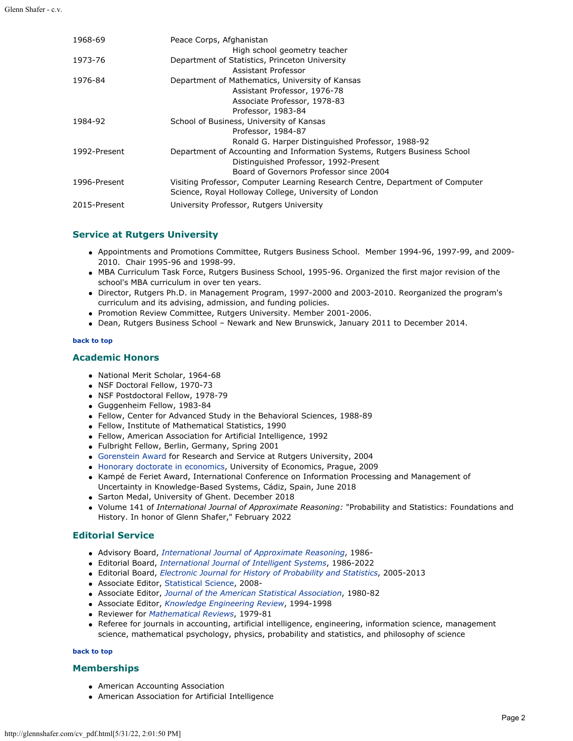| | |
|---|---|
| 1968-69 | Peace Corps, Afghanistan<br>High school geometry teacher |
| 1973-76 | Department of Statistics, Princeton University<br>Assistant Professor |
| 1976-84 | Department of Mathematics, University of Kansas<br>Assistant Professor, 1976-78<br>Associate Professor, 1978-83<br>Professor, 1983-84 |
| 1984-92 | School of Business, University of Kansas<br>Professor, 1984-87<br>Ronald G. Harper Distinguished Professor, 1988-92 |
| 1992-Present | Department of Accounting and Information Systems, Rutgers Business School<br>Distinguished Professor, 1992-Present<br>Board of Governors Professor since 2004 |
| 1996-Present | Visiting Professor, Computer Learning Research Centre, Department of Computer Science, Royal Holloway College, University of London |
| 2015-Present | University Professor, Rutgers University |

## Service at Rutgers University

- Appointments and Promotions Committee, Rutgers Business School. Member 1994-96, 1997-99, and 2009-2010. Chair 1995-96 and 1998-99.
- MBA Curriculum Task Force, Rutgers Business School, 1995-96. Organized the first major revision of the school's MBA curriculum in over ten years.
- Director, Rutgers Ph.D. in Management Program, 1997-2000 and 2003-2010. Reorganized the program's curriculum and its advising, admission, and funding policies.
- Promotion Review Committee, Rutgers University. Member 2001-2006.
- Dean, Rutgers Business School – Newark and New Brunswick, January 2011 to December 2014.

**back to top**

## Academic Honors

- National Merit Scholar, 1964-68
- NSF Doctoral Fellow, 1970-73
- NSF Postdoctoral Fellow, 1978-79
- Guggenheim Fellow, 1983-84
- Fellow, Center for Advanced Study in the Behavioral Sciences, 1988-89
- Fellow, Institute of Mathematical Statistics, 1990
- Fellow, American Association for Artificial Intelligence, 1992
- Fulbright Fellow, Berlin, Germany, Spring 2001
- Gorenstein Award for Research and Service at Rutgers University, 2004
- Honorary doctorate in economics, University of Economics, Prague, 2009
- Kampé de Feriet Award, International Conference on Information Processing and Management of Uncertainty in Knowledge-Based Systems, Cádiz, Spain, June 2018
- Sarton Medal, University of Ghent. December 2018
- Volume 141 of *International Journal of Approximate Reasoning:* "Probability and Statistics: Foundations and History. In honor of Glenn Shafer," February 2022

## Editorial Service

- Advisory Board, *International Journal of Approximate Reasoning*, 1986-
- Editorial Board, *International Journal of Intelligent Systems*, 1986-2022
- Editorial Board, *Electronic Journal for History of Probability and Statistics*, 2005-2013
- Associate Editor, Statistical Science, 2008-
- Associate Editor, *Journal of the American Statistical Association*, 1980-82
- Associate Editor, *Knowledge Engineering Review*, 1994-1998
- Reviewer for *Mathematical Reviews*, 1979-81
- Referee for journals in accounting, artificial intelligence, engineering, information science, management science, mathematical psychology, physics, probability and statistics, and philosophy of science

**back to top**

## Memberships

- American Accounting Association
- American Association for Artificial Intelligence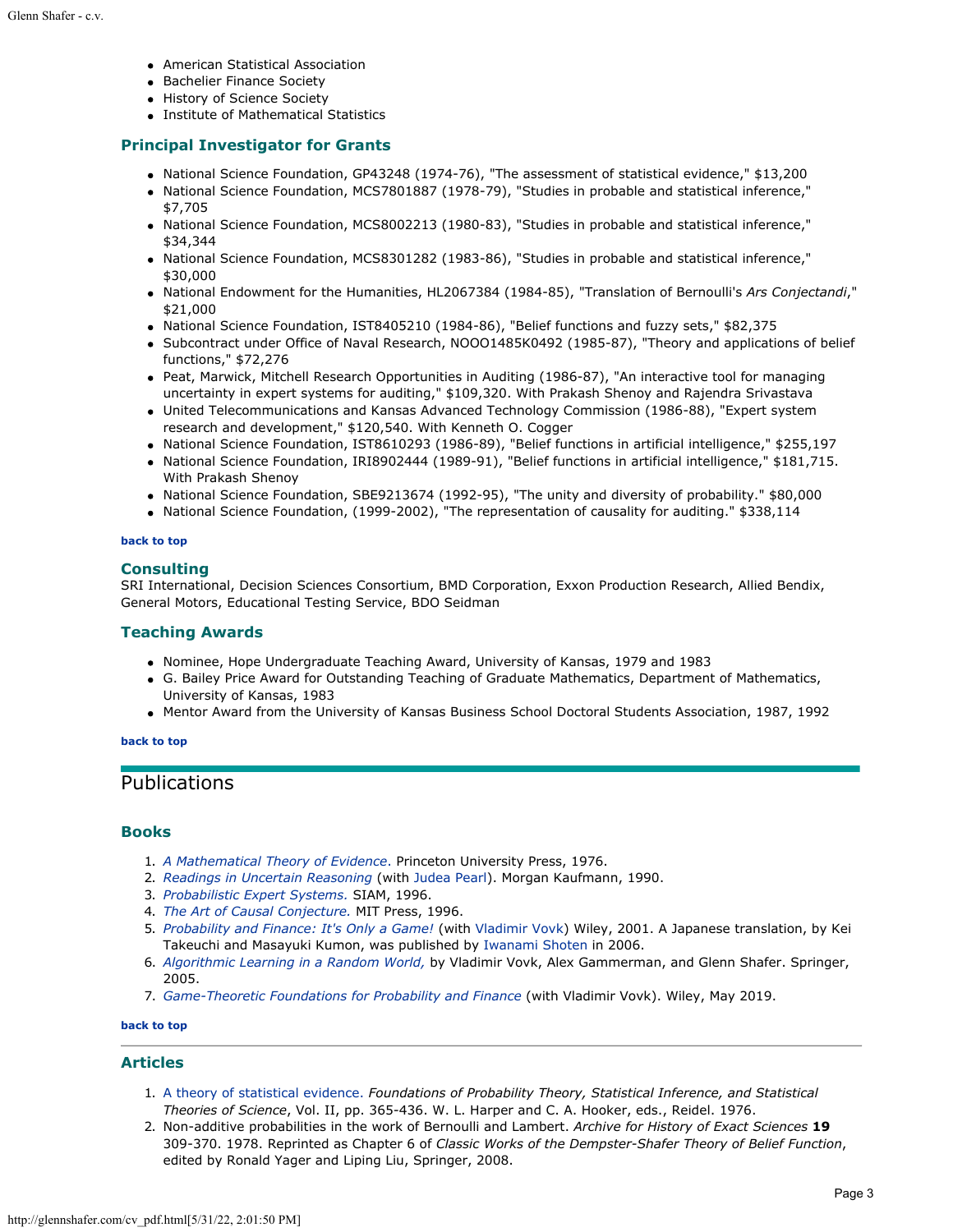- American Statistical Association
- Bachelier Finance Society
- History of Science Society
- Institute of Mathematical Statistics

### Principal Investigator for Grants

- National Science Foundation, GP43248 (1974-76), "The assessment of statistical evidence," $13,200
- National Science Foundation, MCS7801887 (1978-79), "Studies in probable and statistical inference," $7,705
- National Science Foundation, MCS8002213 (1980-83), "Studies in probable and statistical inference," $34,344
- National Science Foundation, MCS8301282 (1983-86), "Studies in probable and statistical inference," $30,000
- National Endowment for the Humanities, HL2067384 (1984-85), "Translation of Bernoulli's *Ars Conjectandi*," $21,000
- National Science Foundation, IST8405210 (1984-86), "Belief functions and fuzzy sets," $82,375
- Subcontract under Office of Naval Research, NOOO1485K0492 (1985-87), "Theory and applications of belief functions," $72,276
- Peat, Marwick, Mitchell Research Opportunities in Auditing (1986-87), "An interactive tool for managing uncertainty in expert systems for auditing," $109,320. With Prakash Shenoy and Rajendra Srivastava
- United Telecommunications and Kansas Advanced Technology Commission (1986-88), "Expert system research and development," $120,540. With Kenneth O. Cogger
- National Science Foundation, IST8610293 (1986-89), "Belief functions in artificial intelligence," $255,197
- National Science Foundation, IRI8902444 (1989-91), "Belief functions in artificial intelligence," $181,715. With Prakash Shenoy
- National Science Foundation, SBE9213674 (1992-95), "The unity and diversity of probability." $80,000
- National Science Foundation, (1999-2002), "The representation of causality for auditing." $338,114

**back to top**

### Consulting

SRI International, Decision Sciences Consortium, BMD Corporation, Exxon Production Research, Allied Bendix, General Motors, Educational Testing Service, BDO Seidman

### Teaching Awards

- Nominee, Hope Undergraduate Teaching Award, University of Kansas, 1979 and 1983
- G. Bailey Price Award for Outstanding Teaching of Graduate Mathematics, Department of Mathematics, University of Kansas, 1983
- Mentor Award from the University of Kansas Business School Doctoral Students Association, 1987, 1992

**back to top**

## Publications

### Books

1. *A Mathematical Theory of Evidence*. Princeton University Press, 1976.
2. *Readings in Uncertain Reasoning* (with Judea Pearl). Morgan Kaufmann, 1990.
3. *Probabilistic Expert Systems.* SIAM, 1996.
4. *The Art of Causal Conjecture.* MIT Press, 1996.
5. *Probability and Finance: It's Only a Game!* (with Vladimir Vovk) Wiley, 2001. A Japanese translation, by Kei Takeuchi and Masayuki Kumon, was published by Iwanami Shoten in 2006.
6. *Algorithmic Learning in a Random World,* by Vladimir Vovk, Alex Gammerman, and Glenn Shafer. Springer, 2005.
7. *Game-Theoretic Foundations for Probability and Finance* (with Vladimir Vovk). Wiley, May 2019.

**back to top**

### Articles

1. A theory of statistical evidence. *Foundations of Probability Theory, Statistical Inference, and Statistical Theories of Science*, Vol. II, pp. 365-436. W. L. Harper and C. A. Hooker, eds., Reidel. 1976.
2. Non-additive probabilities in the work of Bernoulli and Lambert. *Archive for History of Exact Sciences* **19** 309-370. 1978. Reprinted as Chapter 6 of *Classic Works of the Dempster-Shafer Theory of Belief Function*, edited by Ronald Yager and Liping Liu, Springer, 2008.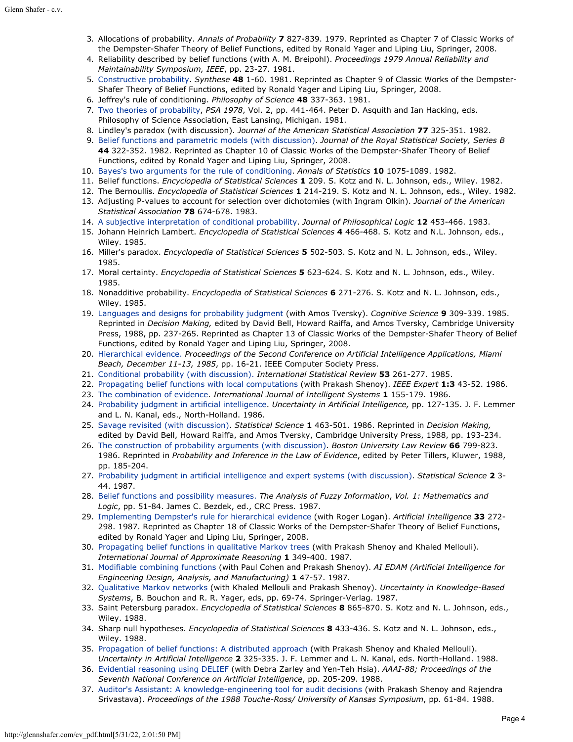3. Allocations of probability. *Annals of Probability* **7** 827-839. 1979. Reprinted as Chapter 7 of Classic Works of the Dempster-Shafer Theory of Belief Functions, edited by Ronald Yager and Liping Liu, Springer, 2008.
4. Reliability described by belief functions (with A. M. Breipohl). *Proceedings 1979 Annual Reliability and Maintainability Symposium, IEEE*, pp. 23-27. 1981.
5. Constructive probability. *Synthese* **48** 1-60. 1981. Reprinted as Chapter 9 of Classic Works of the Dempster-Shafer Theory of Belief Functions, edited by Ronald Yager and Liping Liu, Springer, 2008.
6. Jeffrey's rule of conditioning. *Philosophy of Science* **48** 337-363. 1981.
7. Two theories of probability, *PSA 1978*, Vol. 2, pp. 441-464. Peter D. Asquith and Ian Hacking, eds. Philosophy of Science Association, East Lansing, Michigan. 1981.
8. Lindley's paradox (with discussion). *Journal of the American Statistical Association* **77** 325-351. 1982.
9. Belief functions and parametric models (with discussion). *Journal of the Royal Statistical Society, Series B* **44** 322-352. 1982. Reprinted as Chapter 10 of Classic Works of the Dempster-Shafer Theory of Belief Functions, edited by Ronald Yager and Liping Liu, Springer, 2008.
10. Bayes's two arguments for the rule of conditioning. *Annals of Statistics* **10** 1075-1089. 1982.
11. Belief functions. *Encyclopedia of Statistical Sciences* **1** 209. S. Kotz and N. L. Johnson, eds., Wiley. 1982.
12. The Bernoullis. *Encyclopedia of Statistical Sciences* **1** 214-219. S. Kotz and N. L. Johnson, eds., Wiley. 1982.
13. Adjusting P-values to account for selection over dichotomies (with Ingram Olkin). *Journal of the American Statistical Association* **78** 674-678. 1983.
14. A subjective interpretation of conditional probability. *Journal of Philosophical Logic* **12** 453-466. 1983.
15. Johann Heinrich Lambert. *Encyclopedia of Statistical Sciences* **4** 466-468. S. Kotz and N.L. Johnson, eds., Wiley. 1985.
16. Miller's paradox. *Encyclopedia of Statistical Sciences* **5** 502-503. S. Kotz and N. L. Johnson, eds., Wiley. 1985.
17. Moral certainty. *Encyclopedia of Statistical Sciences* **5** 623-624. S. Kotz and N. L. Johnson, eds., Wiley. 1985.
18. Nonadditive probability. *Encyclopedia of Statistical Sciences* **6** 271-276. S. Kotz and N. L. Johnson, eds., Wiley. 1985.
19. Languages and designs for probability judgment (with Amos Tversky). *Cognitive Science* **9** 309-339. 1985. Reprinted in *Decision Making,* edited by David Bell, Howard Raiffa, and Amos Tversky, Cambridge University Press, 1988, pp. 237-265. Reprinted as Chapter 13 of Classic Works of the Dempster-Shafer Theory of Belief Functions, edited by Ronald Yager and Liping Liu, Springer, 2008.
20. Hierarchical evidence. *Proceedings of the Second Conference on Artificial Intelligence Applications, Miami Beach, December 11-13, 1985*, pp. 16-21. IEEE Computer Society Press.
21. Conditional probability (with discussion). *International Statistical Review* **53** 261-277. 1985.
22. Propagating belief functions with local computations (with Prakash Shenoy). *IEEE Expert* **1:3** 43-52. 1986.
23. The combination of evidence. *International Journal of Intelligent Systems* **1** 155-179. 1986.
24. Probability judgment in artificial intelligence. *Uncertainty in Artificial Intelligence,* pp. 127-135. J. F. Lemmer and L. N. Kanal, eds., North-Holland. 1986.
25. Savage revisited (with discussion). *Statistical Science* **1** 463-501. 1986. Reprinted in *Decision Making,* edited by David Bell, Howard Raiffa, and Amos Tversky, Cambridge University Press, 1988, pp. 193-234.
26. The construction of probability arguments (with discussion). *Boston University Law Review* **66** 799-823. 1986. Reprinted in *Probability and Inference in the Law of Evidence*, edited by Peter Tillers, Kluwer, 1988, pp. 185-204.
27. Probability judgment in artificial intelligence and expert systems (with discussion). *Statistical Science* **2** 3-44. 1987.
28. Belief functions and possibility measures. *The Analysis of Fuzzy Information*, *Vol. 1: Mathematics and Logic*, pp. 51-84. James C. Bezdek, ed., CRC Press. 1987.
29. Implementing Dempster's rule for hierarchical evidence (with Roger Logan). *Artificial Intelligence* **33** 272-298. 1987. Reprinted as Chapter 18 of Classic Works of the Dempster-Shafer Theory of Belief Functions, edited by Ronald Yager and Liping Liu, Springer, 2008.
30. Propagating belief functions in qualitative Markov trees (with Prakash Shenoy and Khaled Mellouli). *International Journal of Approximate Reasoning* **1** 349-400. 1987.
31. Modifiable combining functions (with Paul Cohen and Prakash Shenoy). *AI EDAM (Artificial Intelligence for Engineering Design, Analysis, and Manufacturing)* **1** 47-57. 1987.
32. Qualitative Markov networks (with Khaled Mellouli and Prakash Shenoy). *Uncertainty in Knowledge-Based Systems*, B. Bouchon and R. R. Yager, eds, pp. 69-74. Springer-Verlag. 1987.
33. Saint Petersburg paradox. *Encyclopedia of Statistical Sciences* **8** 865-870. S. Kotz and N. L. Johnson, eds., Wiley. 1988.
34. Sharp null hypotheses. *Encyclopedia of Statistical Sciences* **8** 433-436. S. Kotz and N. L. Johnson, eds., Wiley. 1988.
35. Propagation of belief functions: A distributed approach (with Prakash Shenoy and Khaled Mellouli). *Uncertainty in Artificial Intelligence* **2** 325-335. J. F. Lemmer and L. N. Kanal, eds. North-Holland. 1988.
36. Evidential reasoning using DELIEF (with Debra Zarley and Yen-Teh Hsia). *AAAI-88; Proceedings of the Seventh National Conference on Artificial Intelligence*, pp. 205-209. 1988.
37. Auditor's Assistant: A knowledge-engineering tool for audit decisions (with Prakash Shenoy and Rajendra Srivastava). *Proceedings of the 1988 Touche-Ross/ University of Kansas Symposium*, pp. 61-84. 1988.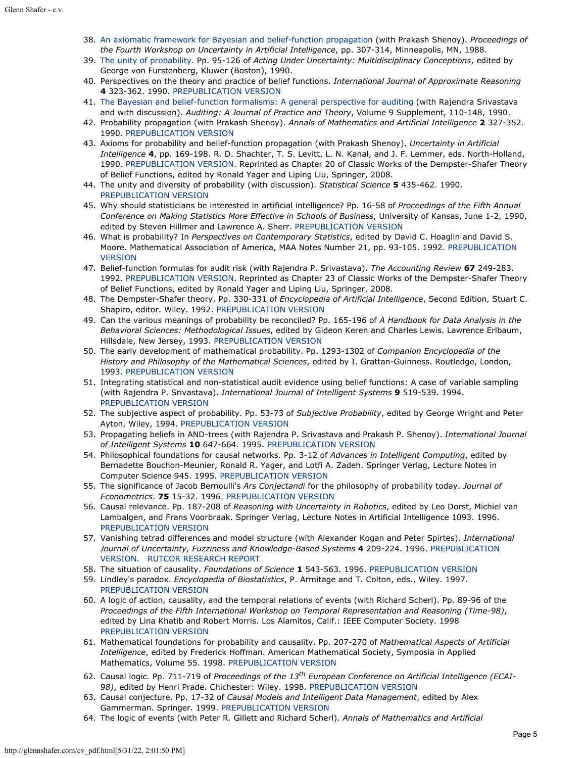38. An axiomatic framework for Bayesian and belief-function propagation (with Prakash Shenoy). *Proceedings of the Fourth Workshop on Uncertainty in Artificial Intelligence*, pp. 307-314, Minneapolis, MN, 1988.
39. The unity of probability. Pp. 95-126 of *Acting Under Uncertainty: Multidisciplinary Conceptions*, edited by George von Furstenberg, Kluwer (Boston), 1990.
40. Perspectives on the theory and practice of belief functions. *International Journal of Approximate Reasoning* **4** 323-362. 1990. PREPUBLICATION VERSION
41. The Bayesian and belief-function formalisms: A general perspective for auditing (with Rajendra Srivastava and with discussion). *Auditing: A Journal of Practice and Theory*, Volume 9 Supplement, 110-148, 1990.
42. Probability propagation (with Prakash Shenoy). *Annals of Mathematics and Artificial Intelligence* **2** 327-352. 1990. PREPUBLICATION VERSION
43. Axioms for probability and belief-function propagation (with Prakash Shenoy). *Uncertainty in Artificial Intelligence* **4**, pp. 169-198. R. D. Shachter, T. S. Levitt, L. N. Kanal, and J. F. Lemmer, eds. North-Holland, 1990. PREPUBLICATION VERSION. Reprinted as Chapter 20 of Classic Works of the Dempster-Shafer Theory of Belief Functions, edited by Ronald Yager and Liping Liu, Springer, 2008.
44. The unity and diversity of probability (with discussion). *Statistical Science* **5** 435-462. 1990. PREPUBLICATION VERSION
45. Why should statisticians be interested in artificial intelligence? Pp. 16-58 of *Proceedings of the Fifth Annual Conference on Making Statistics More Effective in Schools of Business*, University of Kansas, June 1-2, 1990, edited by Steven Hillmer and Lawrence A. Sherr. PREPUBLICATION VERSION
46. What is probability? In *Perspectives on Contemporary Statistics*, edited by David C. Hoaglin and David S. Moore. Mathematical Association of America, MAA Notes Number 21, pp. 93-105. 1992. PREPUBLICATION VERSION
47. Belief-function formulas for audit risk (with Rajendra P. Srivastava). *The Accounting Review* **67** 249-283. 1992. PREPUBLICATION VERSION. Reprinted as Chapter 23 of Classic Works of the Dempster-Shafer Theory of Belief Functions, edited by Ronald Yager and Liping Liu, Springer, 2008.
48. The Dempster-Shafer theory. Pp. 330-331 of *Encyclopedia of Artificial Intelligence*, Second Edition, Stuart C. Shapiro, editor. Wiley. 1992. PREPUBLICATION VERSION
49. Can the various meanings of probability be reconciled? Pp. 165-196 of *A Handbook for Data Analysis in the Behavioral Sciences: Methodological Issues*, edited by Gideon Keren and Charles Lewis. Lawrence Erlbaum, Hillsdale, New Jersey, 1993. PREPUBLICATION VERSION
50. The early development of mathematical probability. Pp. 1293-1302 of *Companion Encyclopedia of the History and Philosophy of the Mathematical Sciences*, edited by I. Grattan-Guinness. Routledge, London, 1993. PREPUBLICATION VERSION
51. Integrating statistical and non-statistical audit evidence using belief functions: A case of variable sampling (with Rajendra P. Srivastava). *International Journal of Intelligent Systems* **9** 519-539. 1994. PREPUBLICATION VERSION
52. The subjective aspect of probability. Pp. 53-73 of *Subjective Probability*, edited by George Wright and Peter Ayton. Wiley, 1994. PREPUBLICATION VERSION
53. Propagating beliefs in AND-trees (with Rajendra P. Srivastava and Prakash P. Shenoy). *International Journal of Intelligent Systems* **10** 647-664. 1995. PREPUBLICATION VERSION
54. Philosophical foundations for causal networks. Pp. 3-12 of *Advances in Intelligent Computing*, edited by Bernadette Bouchon-Meunier, Ronald R. Yager, and Lotfi A. Zadeh. Springer Verlag, Lecture Notes in Computer Science 945. 1995. PREPUBLICATION VERSION
55. The significance of Jacob Bernoulli's *Ars Conjectandi* for the philosophy of probability today. *Journal of Econometrics*. **75** 15-32. 1996. PREPUBLICATION VERSION
56. Causal relevance. Pp. 187-208 of *Reasoning with Uncertainty in Robotics*, edited by Leo Dorst, Michiel van Lambalgen, and Frans Voorbraak. Springer Verlag, Lecture Notes in Artificial Intelligence 1093. 1996. PREPUBLICATION VERSION
57. Vanishing tetrad differences and model structure (with Alexander Kogan and Peter Spirtes). *International Journal of Uncertainty, Fuzziness and Knowledge-Based Systems* **4** 209-224. 1996. PREPUBLICATION VERSION. RUTCOR RESEARCH REPORT
58. The situation of causality. *Foundations of Science* **1** 543-563. 1996. PREPUBLICATION VERSION
59. Lindley's paradox. *Encyclopedia of Biostatistics*, P. Armitage and T. Colton, eds., Wiley. 1997. PREPUBLICATION VERSION
60. A logic of action, causality, and the temporal relations of events (with Richard Scherl). Pp. 89-96 of the *Proceedings of the Fifth International Workshop on Temporal Representation and Reasoning (Time-98)*, edited by Lina Khatib and Robert Morris. Los Alamitos, Calif.: IEEE Computer Society. 1998 PREPUBLICATION VERSION
61. Mathematical foundations for probability and causality. Pp. 207-270 of *Mathematical Aspects of Artificial Intelligence*, edited by Frederick Hoffman. American Mathematical Society, Symposia in Applied Mathematics, Volume 55. 1998. PREPUBLICATION VERSION
62. Causal logic. Pp. 711-719 of *Proceedings of the 13th European Conference on Artificial Intelligence (ECAI-98)*, edited by Henri Prade. Chichester: Wiley. 1998. PREPUBLICATION VERSION
63. Causal conjecture. Pp. 17-32 of *Causal Models and Intelligent Data Management*, edited by Alex Gammerman. Springer. 1999. PREPUBLICATION VERSION
64. The logic of events (with Peter R. Gillett and Richard Scherl). *Annals of Mathematics and Artificial*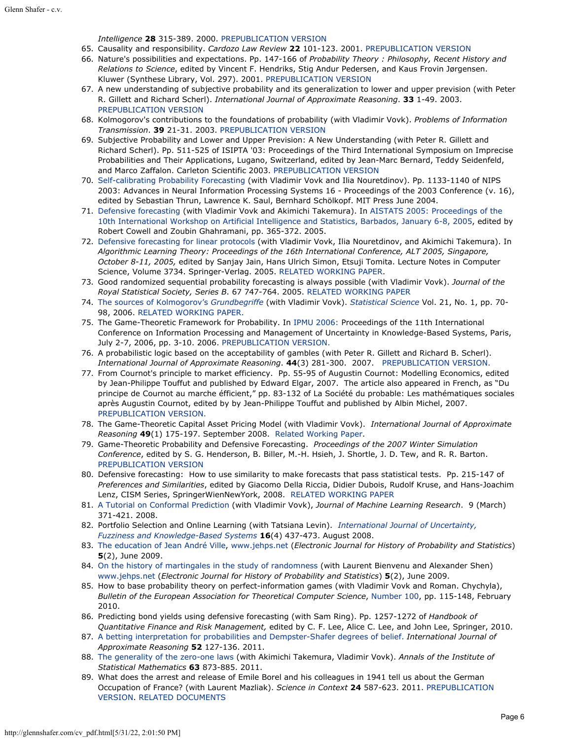*Intelligence* **28** 315-389. 2000. PREPUBLICATION VERSION

65. Causality and responsibility. *Cardozo Law Review* **22** 101-123. 2001. PREPUBLICATION VERSION
66. Nature's possibilities and expectations. Pp. 147-166 of *Probability Theory : Philosophy, Recent History and Relations to Science*, edited by Vincent F. Hendriks, Stig Andur Pedersen, and Kaus Frovin Jørgensen. Kluwer (Synthese Library, Vol. 297). 2001. PREPUBLICATION VERSION
67. A new understanding of subjective probability and its generalization to lower and upper prevision (with Peter R. Gillett and Richard Scherl). *International Journal of Approximate Reasoning*. **33** 1-49. 2003. PREPUBLICATION VERSION
68. Kolmogorov's contributions to the foundations of probability (with Vladimir Vovk). *Problems of Information Transmission*. **39** 21-31. 2003. PREPUBLICATION VERSION
69. Subjective Probability and Lower and Upper Prevision: A New Understanding (with Peter R. Gillett and Richard Scherl). Pp. 511-525 of ISIPTA '03: Proceedings of the Third International Symposium on Imprecise Probabilities and Their Applications, Lugano, Switzerland, edited by Jean-Marc Bernard, Teddy Seidenfeld, and Marco Zaffalon. Carleton Scientific 2003. PREPUBLICATION VERSION
70. Self-calibrating Probability Forecasting (with Vladimir Vovk and Ilia Nouretdinov). Pp. 1133-1140 of NIPS 2003: Advances in Neural Information Processing Systems 16 - Proceedings of the 2003 Conference (v. 16), edited by Sebastian Thrun, Lawrence K. Saul, Bernhard Schölkopf. MIT Press June 2004.
71. Defensive forecasting (with Vladimir Vovk and Akimichi Takemura). In AISTATS 2005: Proceedings of the 10th International Workshop on Artificial Intelligence and Statistics, Barbados, January 6-8, 2005, edited by Robert Cowell and Zoubin Ghahramani, pp. 365-372. 2005.
72. Defensive forecasting for linear protocols (with Vladimir Vovk, Ilia Nouretdinov, and Akimichi Takemura). In *Algorithmic Learning Theory: Proceedings of the 16th International Conference, ALT 2005, Singapore, October 8-11, 2005,* edited by Sanjay Jain, Hans Ulrich Simon, Etsuji Tomita. Lecture Notes in Computer Science, Volume 3734. Springer-Verlag. 2005. RELATED WORKING PAPER.
73. Good randomized sequential probability forecasting is always possible (with Vladimir Vovk). *Journal of the Royal Statistical Society, Series B*. 67 747-764. 2005. RELATED WORKING PAPER
74. The sources of Kolmogorov's *Grundbegriffe* (with Vladimir Vovk). *Statistical Science* Vol. 21, No. 1, pp. 70-98, 2006. RELATED WORKING PAPER.
75. The Game-Theoretic Framework for Probability. In IPMU 2006: Proceedings of the 11th International Conference on Information Processing and Management of Uncertainty in Knowledge-Based Systems, Paris, July 2-7, 2006, pp. 3-10. 2006. PREPUBLICATION VERSION.
76. A probabilistic logic based on the acceptability of gambles (with Peter R. Gillett and Richard B. Scherl). *International Journal of Approximate Reasoning*. **44**(3) 281-300. 2007. PREPUBLICATION VERSION.
77. From Cournot's principle to market efficiency. Pp. 55-95 of Augustin Cournot: Modelling Economics, edited by Jean-Philippe Touffut and published by Edward Elgar, 2007. The article also appeared in French, as "Du principe de Cournot au marche éfficient," pp. 83-132 of La Société du probable: Les mathématiques sociales après Augustin Cournot, edited by by Jean-Philippe Touffut and published by Albin Michel, 2007. PREPUBLICATION VERSION.
78. The Game-Theoretic Capital Asset Pricing Model (with Vladimir Vovk). *International Journal of Approximate Reasoning* **49**(1) 175-197. September 2008. Related Working Paper.
79. Game-Theoretic Probability and Defensive Forecasting. *Proceedings of the 2007 Winter Simulation Conference*, edited by S. G. Henderson, B. Biller, M.-H. Hsieh, J. Shortle, J. D. Tew, and R. R. Barton. PREPUBLICATION VERSION
80. Defensive forecasting: How to use similarity to make forecasts that pass statistical tests. Pp. 215-147 of *Preferences and Similarities*, edited by Giacomo Della Riccia, Didier Dubois, Rudolf Kruse, and Hans-Joachim Lenz, CISM Series, SpringerWienNewYork, 2008. RELATED WORKING PAPER
81. A Tutorial on Conformal Prediction (with Vladimir Vovk), *Journal of Machine Learning Research*. 9 (March) 371-421. 2008.
82. Portfolio Selection and Online Learning (with Tatsiana Levin). *International Journal of Uncertainty, Fuzziness and Knowledge-Based Systems* **16**(4) 437-473. August 2008.
83. The education of Jean André Ville, www.jehps.net (*Electronic Journal for History of Probability and Statistics*) **5**(2), June 2009.
84. On the history of martingales in the study of randomness (with Laurent Bienvenu and Alexander Shen) www.jehps.net (*Electronic Journal for History of Probability and Statistics*) **5**(2), June 2009.
85. How to base probability theory on perfect-information games (with Vladimir Vovk and Roman. Chychyla), *Bulletin of the European Association for Theoretical Computer Science*, Number 100, pp. 115-148, February 2010.
86. Predicting bond yields using defensive forecasting (with Sam Ring). Pp. 1257-1272 of *Handbook of Quantitative Finance and Risk Management,* edited by C. F. Lee, Alice C. Lee, and John Lee, Springer, 2010.
87. A betting interpretation for probabilities and Dempster-Shafer degrees of belief. *International Journal of Approximate Reasoning* **52** 127-136. 2011.
88. The generality of the zero-one laws (with Akimichi Takemura, Vladimir Vovk). *Annals of the Institute of Statistical Mathematics* **63** 873-885. 2011.
89. What does the arrest and release of Emile Borel and his colleagues in 1941 tell us about the German Occupation of France? (with Laurent Mazliak). *Science in Context* **24** 587-623. 2011. PREPUBLICATION VERSION. RELATED DOCUMENTS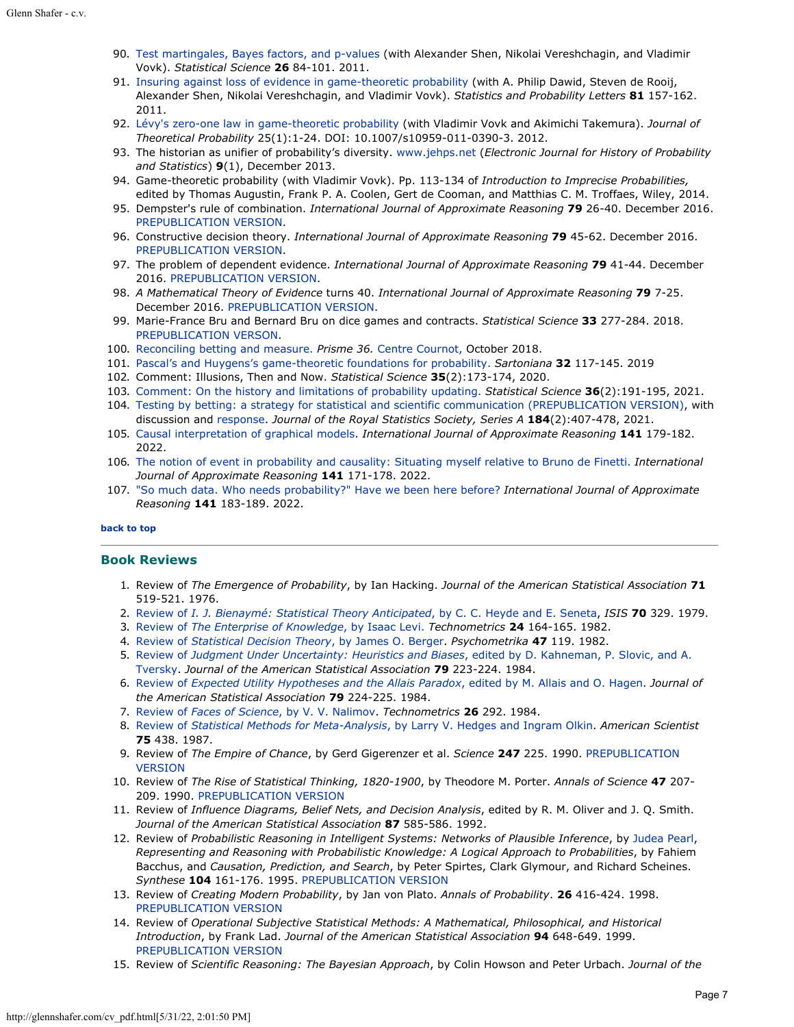90. Test martingales, Bayes factors, and p-values (with Alexander Shen, Nikolai Vereshchagin, and Vladimir Vovk). *Statistical Science* **26** 84-101. 2011.
91. Insuring against loss of evidence in game-theoretic probability (with A. Philip Dawid, Steven de Rooij, Alexander Shen, Nikolai Vereshchagin, and Vladimir Vovk). *Statistics and Probability Letters* **81** 157-162. 2011.
92. Lévy's zero-one law in game-theoretic probability (with Vladimir Vovk and Akimichi Takemura). *Journal of Theoretical Probability* 25(1):1-24. DOI: 10.1007/s10959-011-0390-3. 2012.
93. The historian as unifier of probability's diversity. www.jehps.net (*Electronic Journal for History of Probability and Statistics*) **9**(1), December 2013.
94. Game-theoretic probability (with Vladimir Vovk). Pp. 113-134 of *Introduction to Imprecise Probabilities,* edited by Thomas Augustin, Frank P. A. Coolen, Gert de Cooman, and Matthias C. M. Troffaes, Wiley, 2014.
95. Dempster's rule of combination. *International Journal of Approximate Reasoning* **79** 26-40. December 2016. PREPUBLICATION VERSION.
96. Constructive decision theory. *International Journal of Approximate Reasoning* **79** 45-62. December 2016. PREPUBLICATION VERSION.
97. The problem of dependent evidence. *International Journal of Approximate Reasoning* **79** 41-44. December 2016. PREPUBLICATION VERSION.
98. *A Mathematical Theory of Evidence* turns 40. *International Journal of Approximate Reasoning* **79** 7-25. December 2016. PREPUBLICATION VERSION.
99. Marie-France Bru and Bernard Bru on dice games and contracts. *Statistical Science* **33** 277-284. 2018. PREPUBLICATION VERSON.
100. Reconciling betting and measure. *Prisme 36.* Centre Cournot, October 2018.
101. Pascal's and Huygens's game-theoretic foundations for probability. *Sartoniana* **32** 117-145. 2019
102. Comment: Illusions, Then and Now. *Statistical Science* **35**(2):173-174, 2020.
103. Comment: On the history and limitations of probability updating. *Statistical Science* **36**(2):191-195, 2021.
104. Testing by betting: a strategy for statistical and scientific communication (PREPUBLICATION VERSION), with discussion and response. *Journal of the Royal Statistics Society, Series A* **184**(2):407-478, 2021.
105. Causal interpretation of graphical models. *International Journal of Approximate Reasoning* **141** 179-182. 2022.
106. The notion of event in probability and causality: Situating myself relative to Bruno de Finetti. *International Journal of Approximate Reasoning* **141** 171-178. 2022.
107. "So much data. Who needs probability?" Have we been here before? *International Journal of Approximate Reasoning* **141** 183-189. 2022.

**back to top**

## Book Reviews

1. Review of *The Emergence of Probability*, by Ian Hacking. *Journal of the American Statistical Association* **71** 519-521. 1976.
2. Review of *I. J. Bienaymé: Statistical Theory Anticipated*, by C. C. Heyde and E. Seneta, *ISIS* **70** 329. 1979.
3. Review of *The Enterprise of Knowledge*, by Isaac Levi. *Technometrics* **24** 164-165. 1982.
4. Review of *Statistical Decision Theory*, by James O. Berger. *Psychometrika* **47** 119. 1982.
5. Review of *Judgment Under Uncertainty: Heuristics and Biases*, edited by D. Kahneman, P. Slovic, and A. Tversky. *Journal of the American Statistical Association* **79** 223-224. 1984.
6. Review of *Expected Utility Hypotheses and the Allais Paradox*, edited by M. Allais and O. Hagen. *Journal of the American Statistical Association* **79** 224-225. 1984.
7. Review of *Faces of Science*, by V. V. Nalimov. *Technometrics* **26** 292. 1984.
8. Review of *Statistical Methods for Meta-Analysis*, by Larry V. Hedges and Ingram Olkin. *American Scientist* **75** 438. 1987.
9. Review of *The Empire of Chance*, by Gerd Gigerenzer et al. *Science* **247** 225. 1990. PREPUBLICATION VERSION
10. Review of *The Rise of Statistical Thinking, 1820-1900*, by Theodore M. Porter. *Annals of Science* **47** 207-209. 1990. PREPUBLICATION VERSION
11. Review of *Influence Diagrams, Belief Nets, and Decision Analysis*, edited by R. M. Oliver and J. Q. Smith. *Journal of the American Statistical Association* **87** 585-586. 1992.
12. Review of *Probabilistic Reasoning in Intelligent Systems: Networks of Plausible Inference*, by Judea Pearl, *Representing and Reasoning with Probabilistic Knowledge: A Logical Approach to Probabilities*, by Fahiem Bacchus, and *Causation, Prediction, and Search*, by Peter Spirtes, Clark Glymour, and Richard Scheines. *Synthese* **104** 161-176. 1995. PREPUBLICATION VERSION
13. Review of *Creating Modern Probability*, by Jan von Plato. *Annals of Probability*. **26** 416-424. 1998. PREPUBLICATION VERSION
14. Review of *Operational Subjective Statistical Methods: A Mathematical, Philosophical, and Historical Introduction*, by Frank Lad. *Journal of the American Statistical Association* **94** 648-649. 1999. PREPUBLICATION VERSION
15. Review of *Scientific Reasoning: The Bayesian Approach*, by Colin Howson and Peter Urbach. *Journal of the*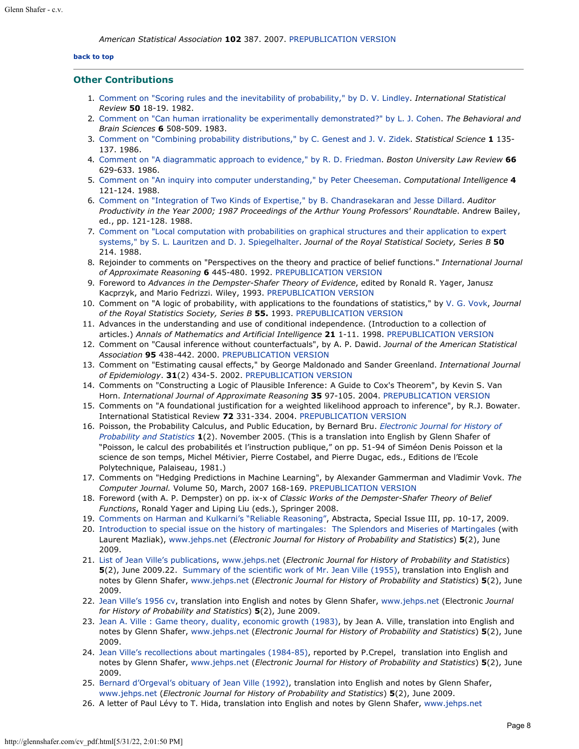*American Statistical Association* **102** 387. 2007. PREPUBLICATION VERSION

**back to top**

---

## Other Contributions

1. Comment on "Scoring rules and the inevitability of probability," by D. V. Lindley. *International Statistical Review* **50** 18-19. 1982.
2. Comment on "Can human irrationality be experimentally demonstrated?" by L. J. Cohen. *The Behavioral and Brain Sciences* **6** 508-509. 1983.
3. Comment on "Combining probability distributions," by C. Genest and J. V. Zidek. *Statistical Science* **1** 135-137. 1986.
4. Comment on "A diagrammatic approach to evidence," by R. D. Friedman. *Boston University Law Review* **66** 629-633. 1986.
5. Comment on "An inquiry into computer understanding," by Peter Cheeseman. *Computational Intelligence* **4** 121-124. 1988.
6. Comment on "Integration of Two Kinds of Expertise," by B. Chandrasekaran and Jesse Dillard. *Auditor Productivity in the Year 2000; 1987 Proceedings of the Arthur Young Professors' Roundtable*. Andrew Bailey, ed., pp. 121-128. 1988.
7. Comment on "Local computation with probabilities on graphical structures and their application to expert systems," by S. L. Lauritzen and D. J. Spiegelhalter. *Journal of the Royal Statistical Society, Series B* **50** 214. 1988.
8. Rejoinder to comments on "Perspectives on the theory and practice of belief functions." *International Journal of Approximate Reasoning* **6** 445-480. 1992. PREPUBLICATION VERSION
9. Foreword to *Advances in the Dempster-Shafer Theory of Evidence*, edited by Ronald R. Yager, Janusz Kacprzyk, and Mario Fedrizzi. Wiley, 1993. PREPUBLICATION VERSION
10. Comment on "A logic of probability, with applications to the foundations of statistics," by V. G. Vovk, *Journal of the Royal Statistics Society, Series B* **55.** 1993. PREPUBLICATION VERSION
11. Advances in the understanding and use of conditional independence. (Introduction to a collection of articles.) *Annals of Mathematics and Artificial Intelligence* **21** 1-11. 1998. PREPUBLICATION VERSION
12. Comment on "Causal inference without counterfactuals", by A. P. Dawid. *Journal of the American Statistical Association* **95** 438-442. 2000. PREPUBLICATION VERSION
13. Comment on "Estimating causal effects," by George Maldonado and Sander Greenland. *International Journal of Epidemiology*. **31**(2) 434-5. 2002. PREPUBLICATION VERSION
14. Comments on "Constructing a Logic of Plausible Inference: A Guide to Cox's Theorem", by Kevin S. Van Horn. *International Journal of Approximate Reasoning* **35** 97-105. 2004. PREPUBLICATION VERSION
15. Comments on "A foundational justification for a weighted likelihood approach to inference", by R.J. Bowater. International Statistical Review **72** 331-334. 2004. PREPUBLICATION VERSION
16. Poisson, the Probability Calculus, and Public Education, by Bernard Bru. *Electronic Journal for History of Probability and Statistics* **1**(2). November 2005. (This is a translation into English by Glenn Shafer of "Poisson, le calcul des probabilités et l'instruction publique," on pp. 51-94 of Siméon Denis Poisson et la science de son temps, Michel Métivier, Pierre Costabel, and Pierre Dugac, eds., Editions de l'Ecole Polytechnique, Palaiseau, 1981.)
17. Comments on "Hedging Predictions in Machine Learning", by Alexander Gammerman and Vladimir Vovk. *The Computer Journal.* Volume 50, March, 2007 168-169. PREPUBLICATION VERSION
18. Foreword (with A. P. Dempster) on pp. ix-x of *Classic Works of the Dempster-Shafer Theory of Belief Functions*, Ronald Yager and Liping Liu (eds.), Springer 2008.
19. Comments on Harman and Kulkarni's "Reliable Reasoning", Abstracta, Special Issue III, pp. 10-17, 2009.
20. Introduction to special issue on the history of martingales: The Splendors and Miseries of Martingales (with Laurent Mazliak), www.jehps.net (*Electronic Journal for History of Probability and Statistics*) **5**(2), June 2009.
21. List of Jean Ville's publications, www.jehps.net (*Electronic Journal for History of Probability and Statistics*) **5**(2), June 2009.22. Summary of the scientific work of Mr. Jean Ville (1955), translation into English and notes by Glenn Shafer, www.jehps.net (*Electronic Journal for History of Probability and Statistics*) **5**(2), June 2009.
22. Jean Ville's 1956 cv, translation into English and notes by Glenn Shafer, www.jehps.net (Electronic *Journal for History of Probability and Statistics*) **5**(2), June 2009.
23. Jean A. Ville : Game theory, duality, economic growth (1983), by Jean A. Ville, translation into English and notes by Glenn Shafer, www.jehps.net (*Electronic Journal for History of Probability and Statistics*) **5**(2), June 2009.
24. Jean Ville's recollections about martingales (1984-85), reported by P.Crepel, translation into English and notes by Glenn Shafer, www.jehps.net (*Electronic Journal for History of Probability and Statistics*) **5**(2), June 2009.
25. Bernard d'Orgeval's obituary of Jean Ville (1992), translation into English and notes by Glenn Shafer, www.jehps.net (*Electronic Journal for History of Probability and Statistics*) **5**(2), June 2009.
26. A letter of Paul Lévy to T. Hida, translation into English and notes by Glenn Shafer, www.jehps.net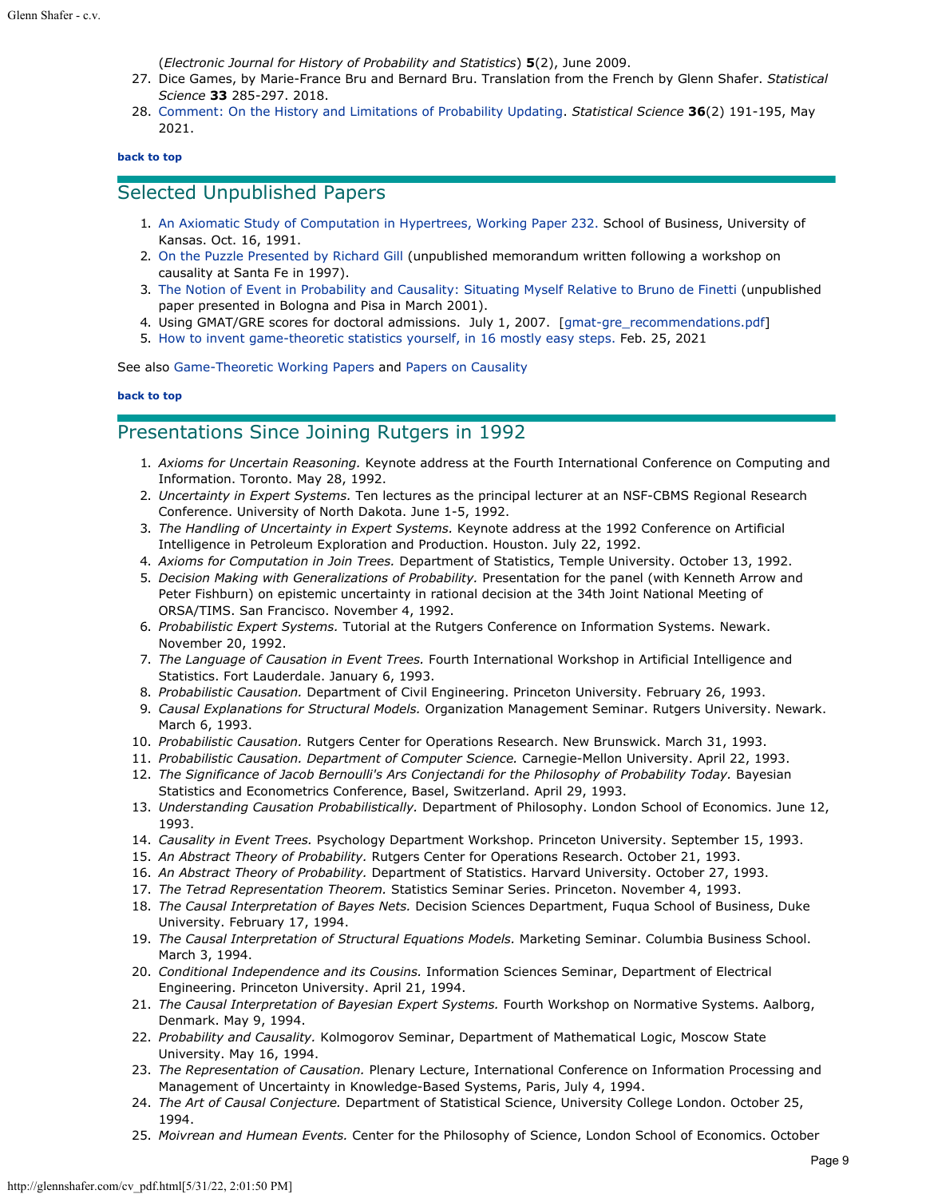(*Electronic Journal for History of Probability and Statistics*) **5**(2), June 2009.

27. Dice Games, by Marie-France Bru and Bernard Bru. Translation from the French by Glenn Shafer. *Statistical Science* **33** 285-297. 2018.
28. Comment: On the History and Limitations of Probability Updating. *Statistical Science* **36**(2) 191-195, May 2021.

**back to top**

## Selected Unpublished Papers

1. An Axiomatic Study of Computation in Hypertrees, Working Paper 232. School of Business, University of Kansas. Oct. 16, 1991.
2. On the Puzzle Presented by Richard Gill (unpublished memorandum written following a workshop on causality at Santa Fe in 1997).
3. The Notion of Event in Probability and Causality: Situating Myself Relative to Bruno de Finetti (unpublished paper presented in Bologna and Pisa in March 2001).
4. Using GMAT/GRE scores for doctoral admissions. July 1, 2007. [gmat-gre_recommendations.pdf]
5. How to invent game-theoretic statistics yourself, in 16 mostly easy steps. Feb. 25, 2021

See also Game-Theoretic Working Papers and Papers on Causality

**back to top**

## Presentations Since Joining Rutgers in 1992

1. *Axioms for Uncertain Reasoning.* Keynote address at the Fourth International Conference on Computing and Information. Toronto. May 28, 1992.
2. *Uncertainty in Expert Systems.* Ten lectures as the principal lecturer at an NSF-CBMS Regional Research Conference. University of North Dakota. June 1-5, 1992.
3. *The Handling of Uncertainty in Expert Systems.* Keynote address at the 1992 Conference on Artificial Intelligence in Petroleum Exploration and Production. Houston. July 22, 1992.
4. *Axioms for Computation in Join Trees.* Department of Statistics, Temple University. October 13, 1992.
5. *Decision Making with Generalizations of Probability.* Presentation for the panel (with Kenneth Arrow and Peter Fishburn) on epistemic uncertainty in rational decision at the 34th Joint National Meeting of ORSA/TIMS. San Francisco. November 4, 1992.
6. *Probabilistic Expert Systems.* Tutorial at the Rutgers Conference on Information Systems. Newark. November 20, 1992.
7. *The Language of Causation in Event Trees.* Fourth International Workshop in Artificial Intelligence and Statistics. Fort Lauderdale. January 6, 1993.
8. *Probabilistic Causation.* Department of Civil Engineering. Princeton University. February 26, 1993.
9. *Causal Explanations for Structural Models.* Organization Management Seminar. Rutgers University. Newark. March 6, 1993.
10. *Probabilistic Causation.* Rutgers Center for Operations Research. New Brunswick. March 31, 1993.
11. *Probabilistic Causation. Department of Computer Science.* Carnegie-Mellon University. April 22, 1993.
12. *The Significance of Jacob Bernoulli's Ars Conjectandi for the Philosophy of Probability Today.* Bayesian Statistics and Econometrics Conference, Basel, Switzerland. April 29, 1993.
13. *Understanding Causation Probabilistically.* Department of Philosophy. London School of Economics. June 12, 1993.
14. *Causality in Event Trees.* Psychology Department Workshop. Princeton University. September 15, 1993.
15. *An Abstract Theory of Probability.* Rutgers Center for Operations Research. October 21, 1993.
16. *An Abstract Theory of Probability.* Department of Statistics. Harvard University. October 27, 1993.
17. *The Tetrad Representation Theorem.* Statistics Seminar Series. Princeton. November 4, 1993.
18. *The Causal Interpretation of Bayes Nets.* Decision Sciences Department, Fuqua School of Business, Duke University. February 17, 1994.
19. *The Causal Interpretation of Structural Equations Models.* Marketing Seminar. Columbia Business School. March 3, 1994.
20. *Conditional Independence and its Cousins.* Information Sciences Seminar, Department of Electrical Engineering. Princeton University. April 21, 1994.
21. *The Causal Interpretation of Bayesian Expert Systems.* Fourth Workshop on Normative Systems. Aalborg, Denmark. May 9, 1994.
22. *Probability and Causality.* Kolmogorov Seminar, Department of Mathematical Logic, Moscow State University. May 16, 1994.
23. *The Representation of Causation.* Plenary Lecture, International Conference on Information Processing and Management of Uncertainty in Knowledge-Based Systems, Paris, July 4, 1994.
24. *The Art of Causal Conjecture.* Department of Statistical Science, University College London. October 25, 1994.
25. *Moivrean and Humean Events.* Center for the Philosophy of Science, London School of Economics. October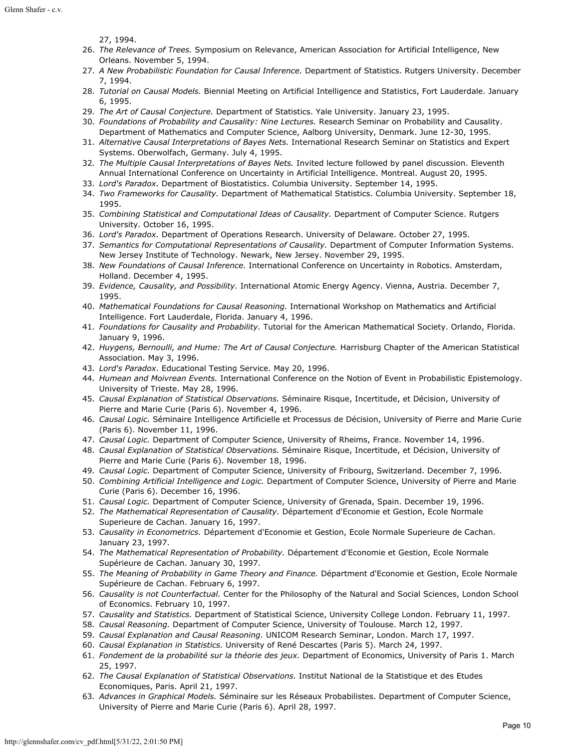27, 1994.

26. *The Relevance of Trees.* Symposium on Relevance, American Association for Artificial Intelligence, New Orleans. November 5, 1994.
27. *A New Probabilistic Foundation for Causal Inference.* Department of Statistics. Rutgers University. December 7, 1994.
28. *Tutorial on Causal Models.* Biennial Meeting on Artificial Intelligence and Statistics, Fort Lauderdale. January 6, 1995.
29. *The Art of Causal Conjecture.* Department of Statistics. Yale University. January 23, 1995.
30. *Foundations of Probability and Causality: Nine Lectures.* Research Seminar on Probability and Causality. Department of Mathematics and Computer Science, Aalborg University, Denmark. June 12-30, 1995.
31. *Alternative Causal Interpretations of Bayes Nets.* International Research Seminar on Statistics and Expert Systems. Oberwolfach, Germany. July 4, 1995.
32. *The Multiple Causal Interpretations of Bayes Nets.* Invited lecture followed by panel discussion. Eleventh Annual International Conference on Uncertainty in Artificial Intelligence. Montreal. August 20, 1995.
33. *Lord's Paradox.* Department of Biostatistics. Columbia University. September 14, 1995.
34. *Two Frameworks for Causality.* Department of Mathematical Statistics. Columbia University. September 18, 1995.
35. *Combining Statistical and Computational Ideas of Causality.* Department of Computer Science. Rutgers University. October 16, 1995.
36. *Lord's Paradox.* Department of Operations Research. University of Delaware. October 27, 1995.
37. *Semantics for Computational Representations of Causality.* Department of Computer Information Systems. New Jersey Institute of Technology. Newark, New Jersey. November 29, 1995.
38. *New Foundations of Causal Inference.* International Conference on Uncertainty in Robotics. Amsterdam, Holland. December 4, 1995.
39. *Evidence, Causality, and Possibility.* International Atomic Energy Agency. Vienna, Austria. December 7, 1995.
40. *Mathematical Foundations for Causal Reasoning.* International Workshop on Mathematics and Artificial Intelligence. Fort Lauderdale, Florida. January 4, 1996.
41. *Foundations for Causality and Probability.* Tutorial for the American Mathematical Society. Orlando, Florida. January 9, 1996.
42. *Huygens, Bernoulli, and Hume: The Art of Causal Conjecture.* Harrisburg Chapter of the American Statistical Association. May 3, 1996.
43. *Lord's Paradox.* Educational Testing Service. May 20, 1996.
44. *Humean and Moivrean Events.* International Conference on the Notion of Event in Probabilistic Epistemology. University of Trieste. May 28, 1996.
45. *Causal Explanation of Statistical Observations.* Séminaire Risque, Incertitude, et Décision, University of Pierre and Marie Curie (Paris 6). November 4, 1996.
46. *Causal Logic.* Séminaire Intelligence Artificielle et Processus de Décision, University of Pierre and Marie Curie (Paris 6). November 11, 1996.
47. *Causal Logic.* Department of Computer Science, University of Rheims, France. November 14, 1996.
48. *Causal Explanation of Statistical Observations.* Séminaire Risque, Incertitude, et Décision, University of Pierre and Marie Curie (Paris 6). November 18, 1996.
49. *Causal Logic.* Department of Computer Science, University of Fribourg, Switzerland. December 7, 1996.
50. *Combining Artificial Intelligence and Logic.* Department of Computer Science, University of Pierre and Marie Curie (Paris 6). December 16, 1996.
51. *Causal Logic.* Department of Computer Science, University of Grenada, Spain. December 19, 1996.
52. *The Mathematical Representation of Causality.* Département d'Economie et Gestion, Ecole Normale Superieure de Cachan. January 16, 1997.
53. *Causality in Econometrics.* Département d'Economie et Gestion, Ecole Normale Superieure de Cachan. January 23, 1997.
54. *The Mathematical Representation of Probability.* Département d'Economie et Gestion, Ecole Normale Supérieure de Cachan. January 30, 1997.
55. *The Meaning of Probability in Game Theory and Finance.* Départment d'Economie et Gestion, Ecole Normale Supérieure de Cachan. February 6, 1997.
56. *Causality is not Counterfactual.* Center for the Philosophy of the Natural and Social Sciences, London School of Economics. February 10, 1997.
57. *Causality and Statistics.* Department of Statistical Science, University College London. February 11, 1997.
58. *Causal Reasoning.* Department of Computer Science, University of Toulouse. March 12, 1997.
59. *Causal Explanation and Causal Reasoning.* UNICOM Research Seminar, London. March 17, 1997.
60. *Causal Explanation in Statistics.* University of René Descartes (Paris 5). March 24, 1997.
61. *Fondement de la probabilité sur la théorie des jeux.* Department of Economics, University of Paris 1. March 25, 1997.
62. *The Causal Explanation of Statistical Observations.* Institut National de la Statistique et des Etudes Economiques, Paris. April 21, 1997.
63. *Advances in Graphical Models.* Séminaire sur les Réseaux Probabilistes. Department of Computer Science, University of Pierre and Marie Curie (Paris 6). April 28, 1997.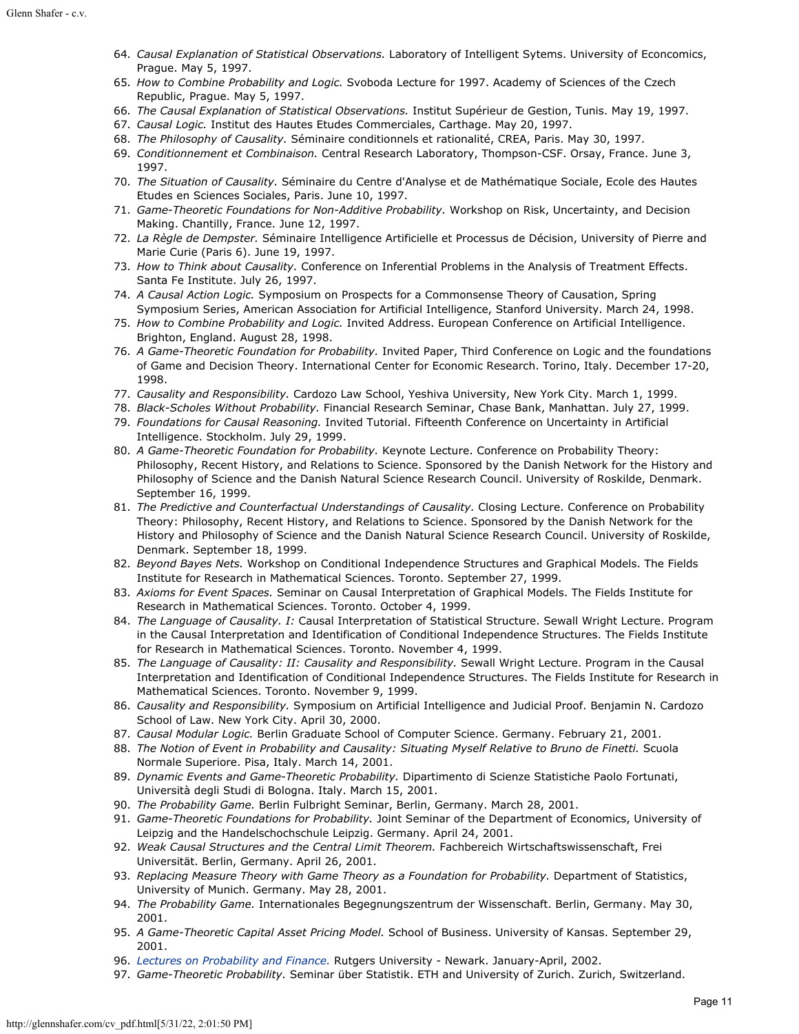64. *Causal Explanation of Statistical Observations.* Laboratory of Intelligent Sytems. University of Econcomics, Prague. May 5, 1997.
65. *How to Combine Probability and Logic.* Svoboda Lecture for 1997. Academy of Sciences of the Czech Republic, Prague. May 5, 1997.
66. *The Causal Explanation of Statistical Observations.* Institut Supérieur de Gestion, Tunis. May 19, 1997.
67. *Causal Logic.* Institut des Hautes Etudes Commerciales, Carthage. May 20, 1997.
68. *The Philosophy of Causality.* Séminaire conditionnels et rationalité, CREA, Paris. May 30, 1997.
69. *Conditionnement et Combinaison.* Central Research Laboratory, Thompson-CSF. Orsay, France. June 3, 1997.
70. *The Situation of Causality.* Séminaire du Centre d'Analyse et de Mathématique Sociale, Ecole des Hautes Etudes en Sciences Sociales, Paris. June 10, 1997.
71. *Game-Theoretic Foundations for Non-Additive Probability.* Workshop on Risk, Uncertainty, and Decision Making. Chantilly, France. June 12, 1997.
72. *La Règle de Dempster.* Séminaire Intelligence Artificielle et Processus de Décision, University of Pierre and Marie Curie (Paris 6). June 19, 1997.
73. *How to Think about Causality.* Conference on Inferential Problems in the Analysis of Treatment Effects. Santa Fe Institute. July 26, 1997.
74. *A Causal Action Logic.* Symposium on Prospects for a Commonsense Theory of Causation, Spring Symposium Series, American Association for Artificial Intelligence, Stanford University. March 24, 1998.
75. *How to Combine Probability and Logic.* Invited Address. European Conference on Artificial Intelligence. Brighton, England. August 28, 1998.
76. *A Game-Theoretic Foundation for Probability.* Invited Paper, Third Conference on Logic and the foundations of Game and Decision Theory. International Center for Economic Research. Torino, Italy. December 17-20, 1998.
77. *Causality and Responsibility.* Cardozo Law School, Yeshiva University, New York City. March 1, 1999.
78. *Black-Scholes Without Probability.* Financial Research Seminar, Chase Bank, Manhattan. July 27, 1999.
79. *Foundations for Causal Reasoning.* Invited Tutorial. Fifteenth Conference on Uncertainty in Artificial Intelligence. Stockholm. July 29, 1999.
80. *A Game-Theoretic Foundation for Probability.* Keynote Lecture. Conference on Probability Theory: Philosophy, Recent History, and Relations to Science. Sponsored by the Danish Network for the History and Philosophy of Science and the Danish Natural Science Research Council. University of Roskilde, Denmark. September 16, 1999.
81. *The Predictive and Counterfactual Understandings of Causality.* Closing Lecture. Conference on Probability Theory: Philosophy, Recent History, and Relations to Science. Sponsored by the Danish Network for the History and Philosophy of Science and the Danish Natural Science Research Council. University of Roskilde, Denmark. September 18, 1999.
82. *Beyond Bayes Nets.* Workshop on Conditional Independence Structures and Graphical Models. The Fields Institute for Research in Mathematical Sciences. Toronto. September 27, 1999.
83. *Axioms for Event Spaces.* Seminar on Causal Interpretation of Graphical Models. The Fields Institute for Research in Mathematical Sciences. Toronto. October 4, 1999.
84. *The Language of Causality. I:* Causal Interpretation of Statistical Structure. Sewall Wright Lecture. Program in the Causal Interpretation and Identification of Conditional Independence Structures. The Fields Institute for Research in Mathematical Sciences. Toronto. November 4, 1999.
85. *The Language of Causality: II: Causality and Responsibility.* Sewall Wright Lecture. Program in the Causal Interpretation and Identification of Conditional Independence Structures. The Fields Institute for Research in Mathematical Sciences. Toronto. November 9, 1999.
86. *Causality and Responsibility.* Symposium on Artificial Intelligence and Judicial Proof. Benjamin N. Cardozo School of Law. New York City. April 30, 2000.
87. *Causal Modular Logic.* Berlin Graduate School of Computer Science. Germany. February 21, 2001.
88. *The Notion of Event in Probability and Causality: Situating Myself Relative to Bruno de Finetti.* Scuola Normale Superiore. Pisa, Italy. March 14, 2001.
89. *Dynamic Events and Game-Theoretic Probability.* Dipartimento di Scienze Statistiche Paolo Fortunati, Università degli Studi di Bologna. Italy. March 15, 2001.
90. *The Probability Game.* Berlin Fulbright Seminar, Berlin, Germany. March 28, 2001.
91. *Game-Theoretic Foundations for Probability.* Joint Seminar of the Department of Economics, University of Leipzig and the Handelschochschule Leipzig. Germany. April 24, 2001.
92. *Weak Causal Structures and the Central Limit Theorem.* Fachbereich Wirtschaftswissenschaft, Frei Universität. Berlin, Germany. April 26, 2001.
93. *Replacing Measure Theory with Game Theory as a Foundation for Probability.* Department of Statistics, University of Munich. Germany. May 28, 2001.
94. *The Probability Game.* Internationales Begegnungszentrum der Wissenschaft. Berlin, Germany. May 30, 2001.
95. *A Game-Theoretic Capital Asset Pricing Model.* School of Business. University of Kansas. September 29, 2001.
96. *Lectures on Probability and Finance.* Rutgers University - Newark. January-April, 2002.
97. *Game-Theoretic Probability.* Seminar über Statistik. ETH and University of Zurich. Zurich, Switzerland.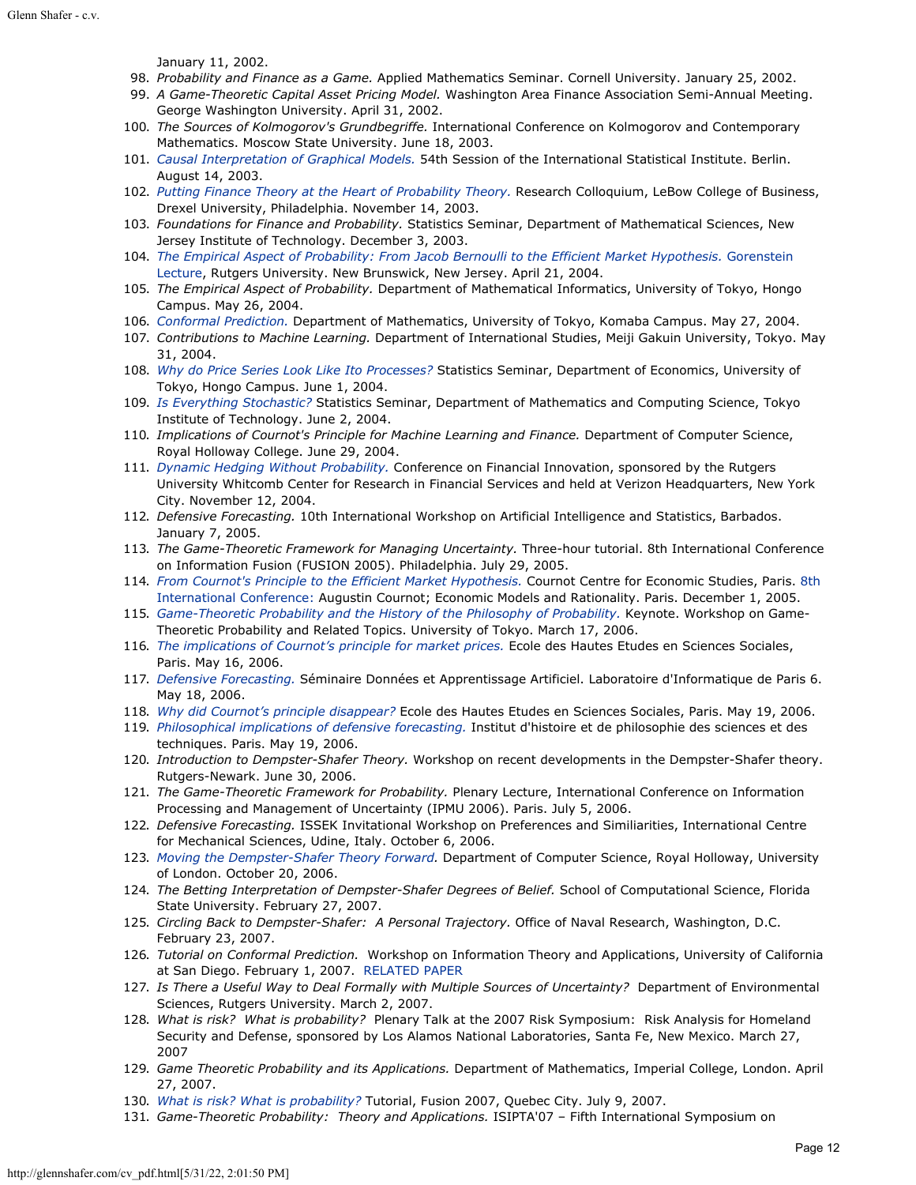January 11, 2002.

98. *Probability and Finance as a Game.* Applied Mathematics Seminar. Cornell University. January 25, 2002.
99. *A Game-Theoretic Capital Asset Pricing Model.* Washington Area Finance Association Semi-Annual Meeting. George Washington University. April 31, 2002.
100. *The Sources of Kolmogorov's Grundbegriffe.* International Conference on Kolmogorov and Contemporary Mathematics. Moscow State University. June 18, 2003.
101. *Causal Interpretation of Graphical Models.* 54th Session of the International Statistical Institute. Berlin. August 14, 2003.
102. *Putting Finance Theory at the Heart of Probability Theory.* Research Colloquium, LeBow College of Business, Drexel University, Philadelphia. November 14, 2003.
103. *Foundations for Finance and Probability.* Statistics Seminar, Department of Mathematical Sciences, New Jersey Institute of Technology. December 3, 2003.
104. *The Empirical Aspect of Probability: From Jacob Bernoulli to the Efficient Market Hypothesis.* Gorenstein Lecture, Rutgers University. New Brunswick, New Jersey. April 21, 2004.
105. *The Empirical Aspect of Probability*. Department of Mathematical Informatics, University of Tokyo, Hongo Campus. May 26, 2004.
106. *Conformal Prediction.* Department of Mathematics, University of Tokyo, Komaba Campus. May 27, 2004.
107. *Contributions to Machine Learning.* Department of International Studies, Meiji Gakuin University, Tokyo. May 31, 2004.
108. *Why do Price Series Look Like Ito Processes?* Statistics Seminar, Department of Economics, University of Tokyo, Hongo Campus. June 1, 2004.
109. *Is Everything Stochastic?* Statistics Seminar, Department of Mathematics and Computing Science, Tokyo Institute of Technology. June 2, 2004.
110. *Implications of Cournot's Principle for Machine Learning and Finance.* Department of Computer Science, Royal Holloway College. June 29, 2004.
111. *Dynamic Hedging Without Probability.* Conference on Financial Innovation, sponsored by the Rutgers University Whitcomb Center for Research in Financial Services and held at Verizon Headquarters, New York City. November 12, 2004.
112. *Defensive Forecasting.* 10th International Workshop on Artificial Intelligence and Statistics, Barbados. January 7, 2005.
113. *The Game-Theoretic Framework for Managing Uncertainty.* Three-hour tutorial. 8th International Conference on Information Fusion (FUSION 2005). Philadelphia. July 29, 2005.
114. *From Cournot's Principle to the Efficient Market Hypothesis.* Cournot Centre for Economic Studies, Paris. 8th International Conference: Augustin Cournot; Economic Models and Rationality. Paris. December 1, 2005.
115. *Game-Theoretic Probability and the History of the Philosophy of Probability*. Keynote. Workshop on Game-Theoretic Probability and Related Topics. University of Tokyo. March 17, 2006.
116. *The implications of Cournot's principle for market prices.* Ecole des Hautes Etudes en Sciences Sociales, Paris. May 16, 2006.
117. *Defensive Forecasting.* Séminaire Données et Apprentissage Artificiel. Laboratoire d'Informatique de Paris 6. May 18, 2006.
118. *Why did Cournot's principle disappear?* Ecole des Hautes Etudes en Sciences Sociales, Paris. May 19, 2006.
119. *Philosophical implications of defensive forecasting.* Institut d'histoire et de philosophie des sciences et des techniques. Paris. May 19, 2006.
120. *Introduction to Dempster-Shafer Theory.* Workshop on recent developments in the Dempster-Shafer theory. Rutgers-Newark. June 30, 2006.
121. *The Game-Theoretic Framework for Probability.* Plenary Lecture, International Conference on Information Processing and Management of Uncertainty (IPMU 2006). Paris. July 5, 2006.
122. *Defensive Forecasting.* ISSEK Invitational Workshop on Preferences and Similiarities, International Centre for Mechanical Sciences, Udine, Italy. October 6, 2006.
123. *Moving the Dempster-Shafer Theory Forward.* Department of Computer Science, Royal Holloway, University of London. October 20, 2006.
124. *The Betting Interpretation of Dempster-Shafer Degrees of Belief.* School of Computational Science, Florida State University. February 27, 2007.
125. *Circling Back to Dempster-Shafer: A Personal Trajectory*. Office of Naval Research, Washington, D.C. February 23, 2007.
126. *Tutorial on Conformal Prediction.* Workshop on Information Theory and Applications, University of California at San Diego. February 1, 2007. RELATED PAPER
127. *Is There a Useful Way to Deal Formally with Multiple Sources of Uncertainty?* Department of Environmental Sciences, Rutgers University. March 2, 2007.
128. *What is risk? What is probability?* Plenary Talk at the 2007 Risk Symposium: Risk Analysis for Homeland Security and Defense, sponsored by Los Alamos National Laboratories, Santa Fe, New Mexico. March 27, 2007
129. *Game Theoretic Probability and its Applications.* Department of Mathematics, Imperial College, London. April 27, 2007.
130. *What is risk? What is probability?* Tutorial, Fusion 2007, Quebec City. July 9, 2007.
131. *Game-Theoretic Probability: Theory and Applications.* ISIPTA'07 – Fifth International Symposium on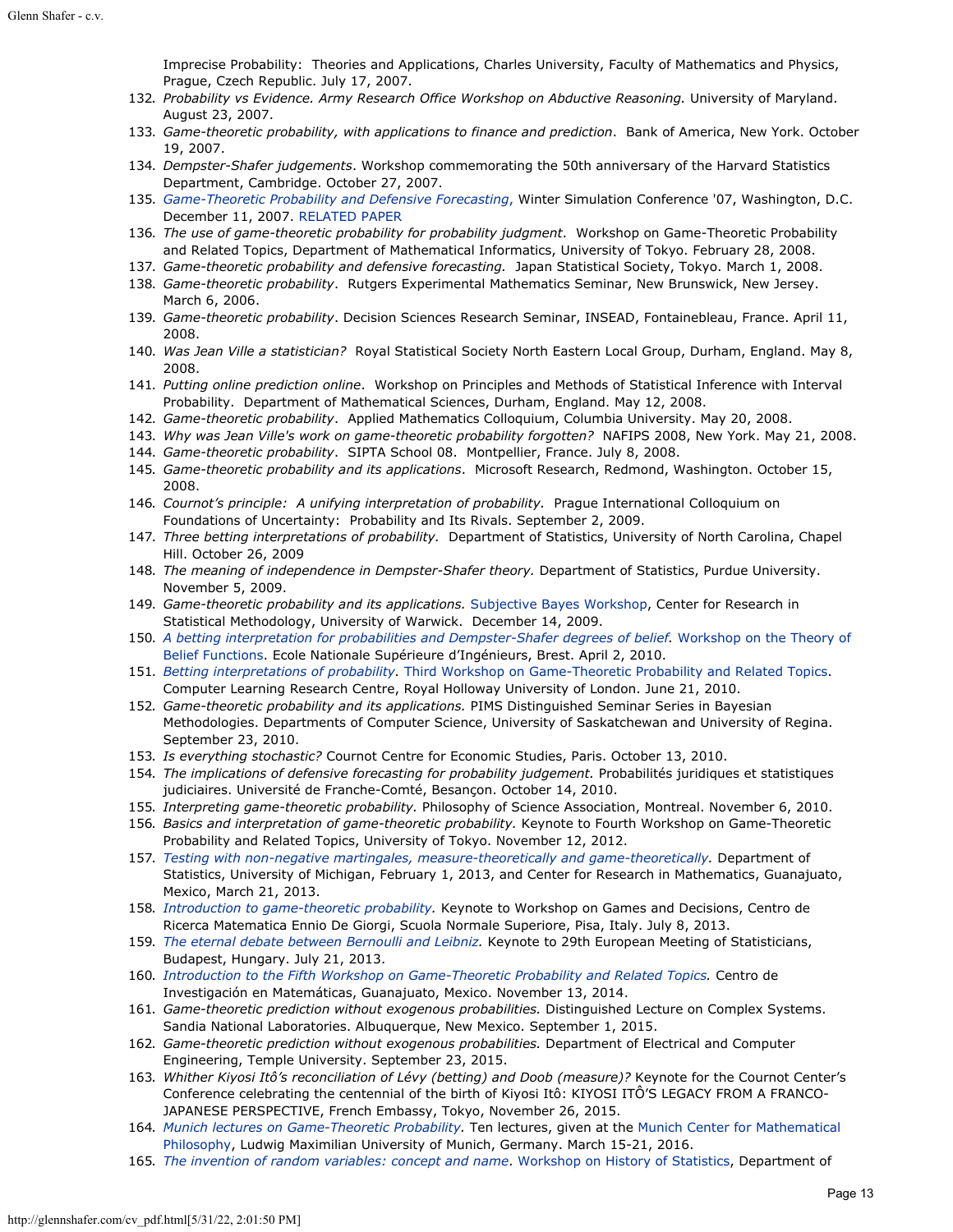Imprecise Probability: Theories and Applications, Charles University, Faculty of Mathematics and Physics, Prague, Czech Republic. July 17, 2007.

132. *Probability vs Evidence. Army Research Office Workshop on Abductive Reasoning.* University of Maryland. August 23, 2007.
133. *Game-theoretic probability, with applications to finance and prediction*. Bank of America, New York. October 19, 2007.
134. *Dempster-Shafer judgements*. Workshop commemorating the 50th anniversary of the Harvard Statistics Department, Cambridge. October 27, 2007.
135. *Game-Theoretic Probability and Defensive Forecasting,* Winter Simulation Conference '07, Washington, D.C. December 11, 2007. RELATED PAPER
136. *The use of game-theoretic probability for probability judgment*. Workshop on Game-Theoretic Probability and Related Topics, Department of Mathematical Informatics, University of Tokyo. February 28, 2008.
137. *Game-theoretic probability and defensive forecasting.* Japan Statistical Society, Tokyo. March 1, 2008.
138. *Game-theoretic probability*. Rutgers Experimental Mathematics Seminar, New Brunswick, New Jersey. March 6, 2006.
139. *Game-theoretic probability*. Decision Sciences Research Seminar, INSEAD, Fontainebleau, France. April 11, 2008.
140. *Was Jean Ville a statistician?* Royal Statistical Society North Eastern Local Group, Durham, England. May 8, 2008.
141. *Putting online prediction online*. Workshop on Principles and Methods of Statistical Inference with Interval Probability. Department of Mathematical Sciences, Durham, England. May 12, 2008.
142. *Game-theoretic probability*. Applied Mathematics Colloquium, Columbia University. May 20, 2008.
143. *Why was Jean Ville's work on game-theoretic probability forgotten?* NAFIPS 2008, New York. May 21, 2008.
144. *Game-theoretic probability*. SIPTA School 08. Montpellier, France. July 8, 2008.
145. *Game-theoretic probability and its applications*. Microsoft Research, Redmond, Washington. October 15, 2008.
146. *Cournot's principle: A unifying interpretation of probability.* Prague International Colloquium on Foundations of Uncertainty: Probability and Its Rivals. September 2, 2009.
147. *Three betting interpretations of probability.* Department of Statistics, University of North Carolina, Chapel Hill. October 26, 2009
148. *The meaning of independence in Dempster-Shafer theory.* Department of Statistics, Purdue University. November 5, 2009.
149. *Game-theoretic probability and its applications.* Subjective Bayes Workshop, Center for Research in Statistical Methodology, University of Warwick. December 14, 2009.
150. *A betting interpretation for probabilities and Dempster-Shafer degrees of belief.* Workshop on the Theory of Belief Functions. Ecole Nationale Supérieure d'Ingénieurs, Brest. April 2, 2010.
151. *Betting interpretations of probability.* Third Workshop on Game-Theoretic Probability and Related Topics. Computer Learning Research Centre, Royal Holloway University of London. June 21, 2010.
152. *Game-theoretic probability and its applications.* PIMS Distinguished Seminar Series in Bayesian Methodologies. Departments of Computer Science, University of Saskatchewan and University of Regina. September 23, 2010.
153. *Is everything stochastic?* Cournot Centre for Economic Studies, Paris. October 13, 2010.
154. *The implications of defensive forecasting for probability judgement.* Probabilités juridiques et statistiques judiciaires. Université de Franche-Comté, Besançon. October 14, 2010.
155. *Interpreting game-theoretic probability.* Philosophy of Science Association, Montreal. November 6, 2010.
156. *Basics and interpretation of game-theoretic probability.* Keynote to Fourth Workshop on Game-Theoretic Probability and Related Topics, University of Tokyo. November 12, 2012.
157. *Testing with non-negative martingales, measure-theoretically and game-theoretically.* Department of Statistics, University of Michigan, February 1, 2013, and Center for Research in Mathematics, Guanajuato, Mexico, March 21, 2013.
158. *Introduction to game-theoretic probability.* Keynote to Workshop on Games and Decisions, Centro de Ricerca Matematica Ennio De Giorgi, Scuola Normale Superiore, Pisa, Italy. July 8, 2013.
159. *The eternal debate between Bernoulli and Leibniz.* Keynote to 29th European Meeting of Statisticians, Budapest, Hungary. July 21, 2013.
160. *Introduction to the Fifth Workshop on Game-Theoretic Probability and Related Topics.* Centro de Investigación en Matemáticas, Guanajuato, Mexico. November 13, 2014.
161. *Game-theoretic prediction without exogenous probabilities.* Distinguished Lecture on Complex Systems. Sandia National Laboratories. Albuquerque, New Mexico. September 1, 2015.
162. *Game-theoretic prediction without exogenous probabilities.* Department of Electrical and Computer Engineering, Temple University. September 23, 2015.
163. *Whither Kiyosi Itô's reconciliation of Lévy (betting) and Doob (measure)?* Keynote for the Cournot Center's Conference celebrating the centennial of the birth of Kiyosi Itô: KIYOSI ITÔ'S LEGACY FROM A FRANCO-JAPANESE PERSPECTIVE, French Embassy, Tokyo, November 26, 2015.
164. *Munich lectures on Game-Theoretic Probability.* Ten lectures, given at the Munich Center for Mathematical Philosophy, Ludwig Maximilian University of Munich, Germany. March 15-21, 2016.
165. *The invention of random variables: concept and name*. Workshop on History of Statistics, Department of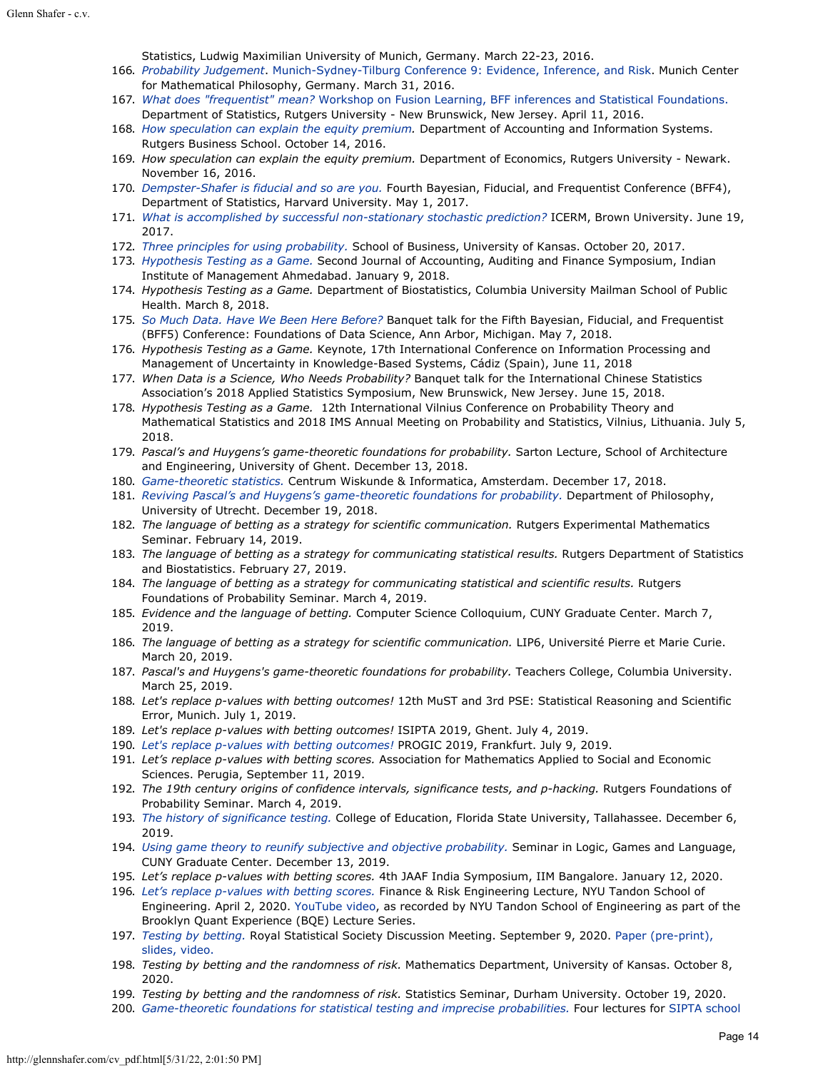Statistics, Ludwig Maximilian University of Munich, Germany. March 22-23, 2016.

166. *Probability Judgement*. Munich-Sydney-Tilburg Conference 9: Evidence, Inference, and Risk. Munich Center for Mathematical Philosophy, Germany. March 31, 2016.
167. *What does "frequentist" mean?* Workshop on Fusion Learning, BFF inferences and Statistical Foundations. Department of Statistics, Rutgers University - New Brunswick, New Jersey. April 11, 2016.
168. *How speculation can explain the equity premium.* Department of Accounting and Information Systems. Rutgers Business School. October 14, 2016.
169. *How speculation can explain the equity premium.* Department of Economics, Rutgers University - Newark. November 16, 2016.
170. *Dempster-Shafer is fiducial and so are you.* Fourth Bayesian, Fiducial, and Frequentist Conference (BFF4), Department of Statistics, Harvard University. May 1, 2017.
171. *What is accomplished by successful non-stationary stochastic prediction?* ICERM, Brown University. June 19, 2017.
172. *Three principles for using probability.* School of Business, University of Kansas. October 20, 2017.
173. *Hypothesis Testing as a Game.* Second Journal of Accounting, Auditing and Finance Symposium, Indian Institute of Management Ahmedabad. January 9, 2018.
174. *Hypothesis Testing as a Game.* Department of Biostatistics, Columbia University Mailman School of Public Health. March 8, 2018.
175. *So Much Data. Have We Been Here Before?* Banquet talk for the Fifth Bayesian, Fiducial, and Frequentist (BFF5) Conference: Foundations of Data Science, Ann Arbor, Michigan. May 7, 2018.
176. *Hypothesis Testing as a Game.* Keynote, 17th International Conference on Information Processing and Management of Uncertainty in Knowledge-Based Systems, Cádiz (Spain), June 11, 2018
177. *When Data is a Science, Who Needs Probability?* Banquet talk for the International Chinese Statistics Association's 2018 Applied Statistics Symposium, New Brunswick, New Jersey. June 15, 2018.
178. *Hypothesis Testing as a Game.* 12th International Vilnius Conference on Probability Theory and Mathematical Statistics and 2018 IMS Annual Meeting on Probability and Statistics, Vilnius, Lithuania. July 5, 2018.
179. *Pascal's and Huygens's game-theoretic foundations for probability.* Sarton Lecture, School of Architecture and Engineering, University of Ghent. December 13, 2018.
180. *Game-theoretic statistics.* Centrum Wiskunde & Informatica, Amsterdam. December 17, 2018.
181. *Reviving Pascal's and Huygens's game-theoretic foundations for probability.* Department of Philosophy, University of Utrecht. December 19, 2018.
182. *The language of betting as a strategy for scientific communication.* Rutgers Experimental Mathematics Seminar. February 14, 2019.
183. *The language of betting as a strategy for communicating statistical results.* Rutgers Department of Statistics and Biostatistics. February 27, 2019.
184. *The language of betting as a strategy for communicating statistical and scientific results.* Rutgers Foundations of Probability Seminar. March 4, 2019.
185. *Evidence and the language of betting.* Computer Science Colloquium, CUNY Graduate Center. March 7, 2019.
186. *The language of betting as a strategy for scientific communication.* LIP6, Université Pierre et Marie Curie. March 20, 2019.
187. *Pascal's and Huygens's game-theoretic foundations for probability.* Teachers College, Columbia University. March 25, 2019.
188. *Let's replace p-values with betting outcomes!* 12th MuST and 3rd PSE: Statistical Reasoning and Scientific Error, Munich. July 1, 2019.
189. *Let's replace p-values with betting outcomes!* ISIPTA 2019, Ghent. July 4, 2019.
190. *Let's replace p-values with betting outcomes!* PROGIC 2019, Frankfurt. July 9, 2019.
191. *Let's replace p-values with betting scores.* Association for Mathematics Applied to Social and Economic Sciences. Perugia, September 11, 2019.
192. *The 19th century origins of confidence intervals, significance tests, and p-hacking.* Rutgers Foundations of Probability Seminar. March 4, 2019.
193. *The history of significance testing.* College of Education, Florida State University, Tallahassee. December 6, 2019.
194. *Using game theory to reunify subjective and objective probability.* Seminar in Logic, Games and Language, CUNY Graduate Center. December 13, 2019.
195. *Let's replace p-values with betting scores.* 4th JAAF India Symposium, IIM Bangalore. January 12, 2020.
196. *Let's replace p-values with betting scores.* Finance & Risk Engineering Lecture, NYU Tandon School of Engineering. April 2, 2020. YouTube video, as recorded by NYU Tandon School of Engineering as part of the Brooklyn Quant Experience (BQE) Lecture Series.
197. *Testing by betting.* Royal Statistical Society Discussion Meeting. September 9, 2020. Paper (pre-print), slides, video.
198. *Testing by betting and the randomness of risk.* Mathematics Department, University of Kansas. October 8, 2020.
199. *Testing by betting and the randomness of risk.* Statistics Seminar, Durham University. October 19, 2020.
200. *Game-theoretic foundations for statistical testing and imprecise probabilities.* Four lectures for SIPTA school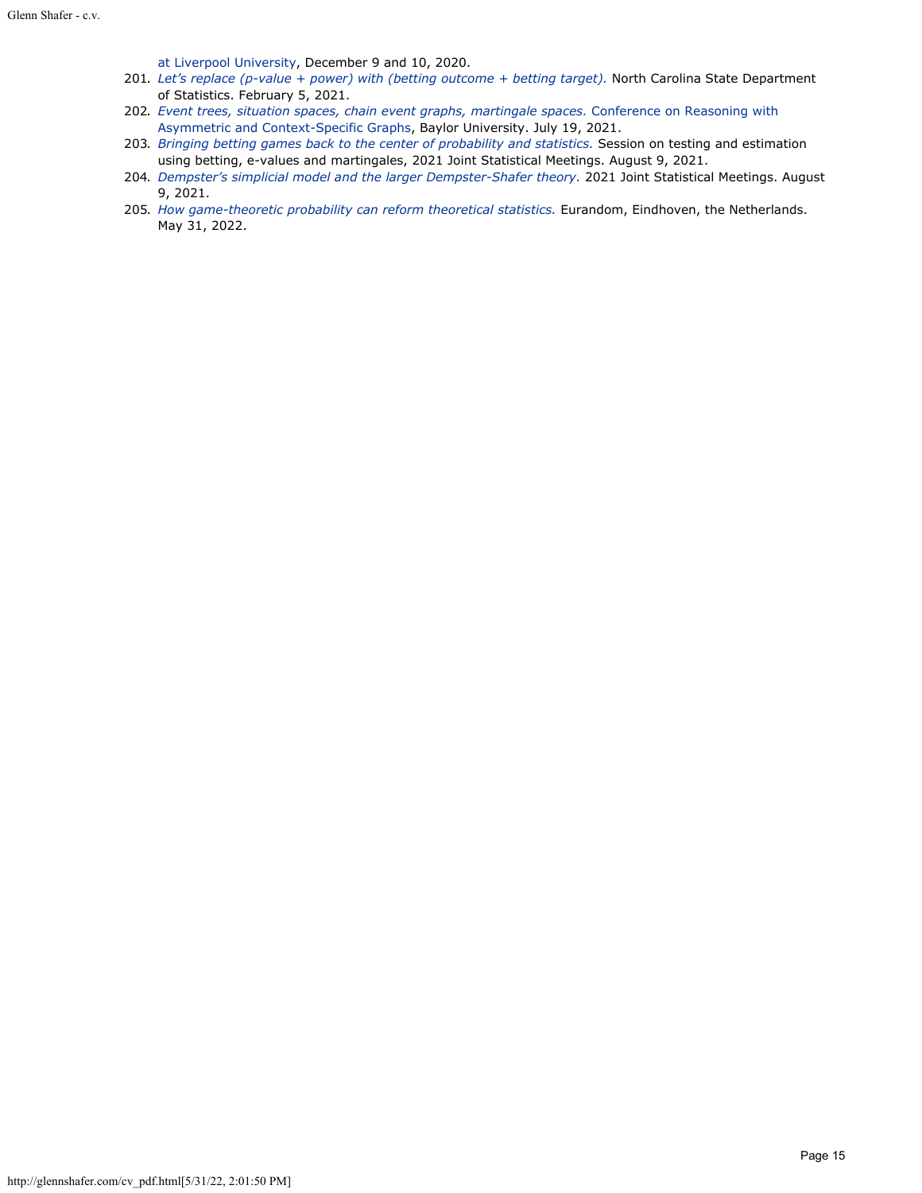at Liverpool University, December 9 and 10, 2020.

201. *Let's replace (p-value + power) with (betting outcome + betting target).* North Carolina State Department of Statistics. February 5, 2021.
202. *Event trees, situation spaces, chain event graphs, martingale spaces.* Conference on Reasoning with Asymmetric and Context-Specific Graphs, Baylor University. July 19, 2021.
203. *Bringing betting games back to the center of probability and statistics.* Session on testing and estimation using betting, e-values and martingales, 2021 Joint Statistical Meetings. August 9, 2021.
204. *Dempster's simplicial model and the larger Dempster-Shafer theory.* 2021 Joint Statistical Meetings. August 9, 2021.
205. *How game-theoretic probability can reform theoretical statistics.* Eurandom, Eindhoven, the Netherlands. May 31, 2022.